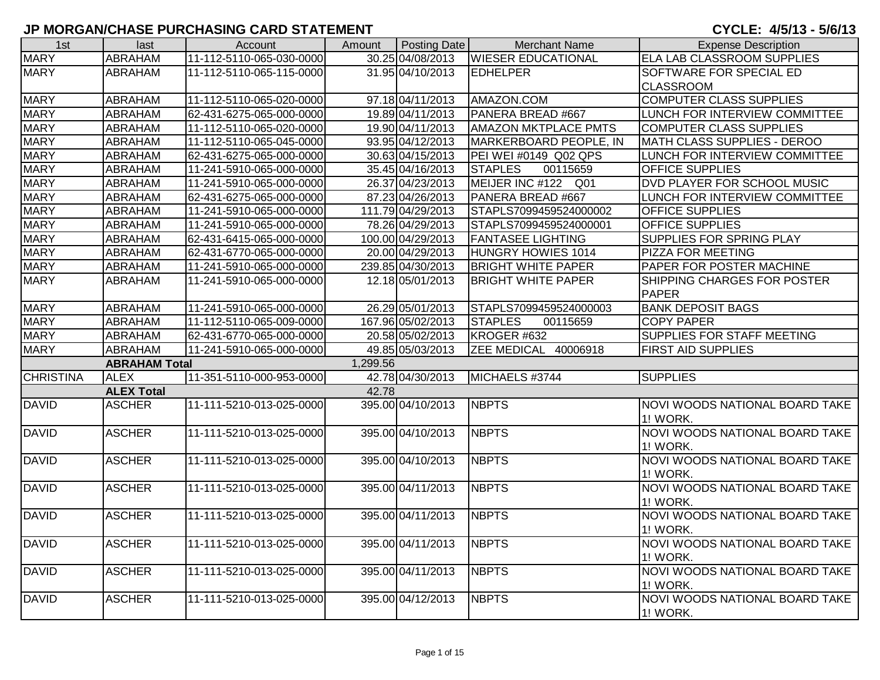# JP MORGAN/CHASE PURCHASING CARD STATEMENT

**CYCLE: 4/5/13 - 5/6/13**

| 1st | last | Account | Amount | Posting Date | Merchant Name | Expense Description |
|---|---|---|---|---|---|---|
| MARY | ABRAHAM | 11-112-5110-065-030-0000 | 30.25 | 04/08/2013 | WIESER EDUCATIONAL | ELA LAB CLASSROOM SUPPLIES |
| MARY | ABRAHAM | 11-112-5110-065-115-0000 | 31.95 | 04/10/2013 | EDHELPER | SOFTWARE FOR SPECIAL ED CLASSROOM |
| MARY | ABRAHAM | 11-112-5110-065-020-0000 | 97.18 | 04/11/2013 | AMAZON.COM | COMPUTER CLASS SUPPLIES |
| MARY | ABRAHAM | 62-431-6275-065-000-0000 | 19.89 | 04/11/2013 | PANERA BREAD #667 | LUNCH FOR INTERVIEW COMMITTEE |
| MARY | ABRAHAM | 11-112-5110-065-020-0000 | 19.90 | 04/11/2013 | AMAZON MKTPLACE PMTS | COMPUTER CLASS SUPPLIES |
| MARY | ABRAHAM | 11-112-5110-065-045-0000 | 93.95 | 04/12/2013 | MARKERBOARD PEOPLE, IN | MATH CLASS SUPPLIES - DEROO |
| MARY | ABRAHAM | 62-431-6275-065-000-0000 | 30.63 | 04/15/2013 | PEI WEI #0149 Q02 QPS | LUNCH FOR INTERVIEW COMMITTEE |
| MARY | ABRAHAM | 11-241-5910-065-000-0000 | 35.45 | 04/16/2013 | STAPLES 00115659 | OFFICE SUPPLIES |
| MARY | ABRAHAM | 11-241-5910-065-000-0000 | 26.37 | 04/23/2013 | MEIJER INC #122 Q01 | DVD PLAYER FOR SCHOOL MUSIC |
| MARY | ABRAHAM | 62-431-6275-065-000-0000 | 87.23 | 04/26/2013 | PANERA BREAD #667 | LUNCH FOR INTERVIEW COMMITTEE |
| MARY | ABRAHAM | 11-241-5910-065-000-0000 | 111.79 | 04/29/2013 | STAPLS7099459524000002 | OFFICE SUPPLIES |
| MARY | ABRAHAM | 11-241-5910-065-000-0000 | 78.26 | 04/29/2013 | STAPLS7099459524000001 | OFFICE SUPPLIES |
| MARY | ABRAHAM | 62-431-6415-065-000-0000 | 100.00 | 04/29/2013 | FANTASEE LIGHTING | SUPPLIES FOR SPRING PLAY |
| MARY | ABRAHAM | 62-431-6770-065-000-0000 | 20.00 | 04/29/2013 | HUNGRY HOWIES 1014 | PIZZA FOR MEETING |
| MARY | ABRAHAM | 11-241-5910-065-000-0000 | 239.85 | 04/30/2013 | BRIGHT WHITE PAPER | PAPER FOR POSTER MACHINE |
| MARY | ABRAHAM | 11-241-5910-065-000-0000 | 12.18 | 05/01/2013 | BRIGHT WHITE PAPER | SHIPPING CHARGES FOR POSTER PAPER |
| MARY | ABRAHAM | 11-241-5910-065-000-0000 | 26.29 | 05/01/2013 | STAPLS7099459524000003 | BANK DEPOSIT BAGS |
| MARY | ABRAHAM | 11-112-5110-065-009-0000 | 167.96 | 05/02/2013 | STAPLES 00115659 | COPY PAPER |
| MARY | ABRAHAM | 62-431-6770-065-000-0000 | 20.58 | 05/02/2013 | KROGER #632 | SUPPLIES FOR STAFF MEETING |
| MARY | ABRAHAM | 11-241-5910-065-000-0000 | 49.85 | 05/03/2013 | ZEE MEDICAL 40006918 | FIRST AID SUPPLIES |
| | **ABRAHAM Total** | | 1,299.56 | | | |
| CHRISTINA | ALEX | 11-351-5110-000-953-0000 | 42.78 | 04/30/2013 | MICHAELS #3744 | SUPPLIES |
| | **ALEX Total** | | 42.78 | | | |
| DAVID | ASCHER | 11-111-5210-013-025-0000 | 395.00 | 04/10/2013 | NBPTS | NOVI WOODS NATIONAL BOARD TAKE 1! WORK. |
| DAVID | ASCHER | 11-111-5210-013-025-0000 | 395.00 | 04/10/2013 | NBPTS | NOVI WOODS NATIONAL BOARD TAKE 1! WORK. |
| DAVID | ASCHER | 11-111-5210-013-025-0000 | 395.00 | 04/10/2013 | NBPTS | NOVI WOODS NATIONAL BOARD TAKE 1! WORK. |
| DAVID | ASCHER | 11-111-5210-013-025-0000 | 395.00 | 04/11/2013 | NBPTS | NOVI WOODS NATIONAL BOARD TAKE 1! WORK. |
| DAVID | ASCHER | 11-111-5210-013-025-0000 | 395.00 | 04/11/2013 | NBPTS | NOVI WOODS NATIONAL BOARD TAKE 1! WORK. |
| DAVID | ASCHER | 11-111-5210-013-025-0000 | 395.00 | 04/11/2013 | NBPTS | NOVI WOODS NATIONAL BOARD TAKE 1! WORK. |
| DAVID | ASCHER | 11-111-5210-013-025-0000 | 395.00 | 04/11/2013 | NBPTS | NOVI WOODS NATIONAL BOARD TAKE 1! WORK. |
| DAVID | ASCHER | 11-111-5210-013-025-0000 | 395.00 | 04/12/2013 | NBPTS | NOVI WOODS NATIONAL BOARD TAKE 1! WORK. |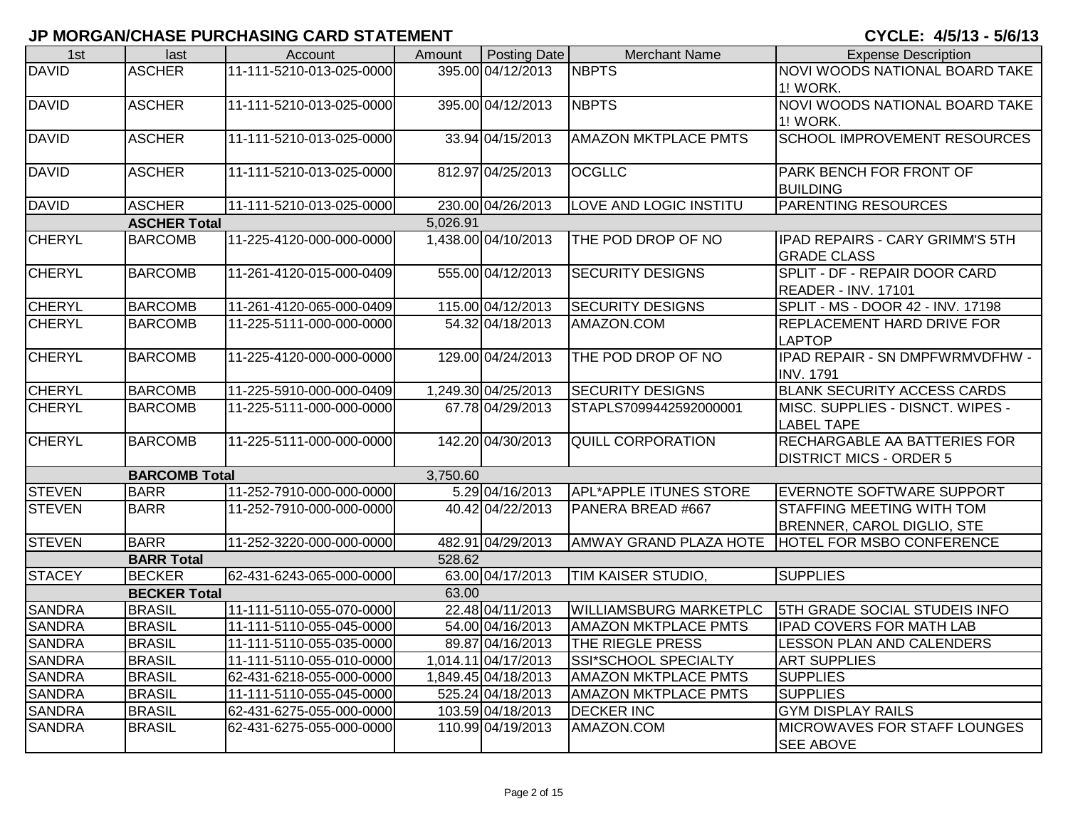## JP MORGAN/CHASE PURCHASING CARD STATEMENT

**CYCLE: 4/5/13 - 5/6/13**

| 1st | last | Account | Amount | Posting Date | Merchant Name | Expense Description |
|---|---|---|---|---|---|---|
| DAVID | ASCHER | 11-111-5210-013-025-0000 | 395.00 | 04/12/2013 | NBPTS | NOVI WOODS NATIONAL BOARD TAKE 1! WORK. |
| DAVID | ASCHER | 11-111-5210-013-025-0000 | 395.00 | 04/12/2013 | NBPTS | NOVI WOODS NATIONAL BOARD TAKE 1! WORK. |
| DAVID | ASCHER | 11-111-5210-013-025-0000 | 33.94 | 04/15/2013 | AMAZON MKTPLACE PMTS | SCHOOL IMPROVEMENT RESOURCES |
| DAVID | ASCHER | 11-111-5210-013-025-0000 | 812.97 | 04/25/2013 | OCGLLC | PARK BENCH FOR FRONT OF BUILDING |
| DAVID | ASCHER | 11-111-5210-013-025-0000 | 230.00 | 04/26/2013 | LOVE AND LOGIC INSTITU | PARENTING RESOURCES |
| | **ASCHER Total** | | 5,026.91 | | | |
| CHERYL | BARCOMB | 11-225-4120-000-000-0000 | 1,438.00 | 04/10/2013 | THE POD DROP OF NO | IPAD REPAIRS - CARY GRIMM'S 5TH GRADE CLASS |
| CHERYL | BARCOMB | 11-261-4120-015-000-0409 | 555.00 | 04/12/2013 | SECURITY DESIGNS | SPLIT - DF - REPAIR DOOR CARD READER - INV. 17101 |
| CHERYL | BARCOMB | 11-261-4120-065-000-0409 | 115.00 | 04/12/2013 | SECURITY DESIGNS | SPLIT - MS - DOOR 42 - INV. 17198 |
| CHERYL | BARCOMB | 11-225-5111-000-000-0000 | 54.32 | 04/18/2013 | AMAZON.COM | REPLACEMENT HARD DRIVE FOR LAPTOP |
| CHERYL | BARCOMB | 11-225-4120-000-000-0000 | 129.00 | 04/24/2013 | THE POD DROP OF NO | IPAD REPAIR - SN DMPFWRMVDFHW - INV. 1791 |
| CHERYL | BARCOMB | 11-225-5910-000-000-0409 | 1,249.30 | 04/25/2013 | SECURITY DESIGNS | BLANK SECURITY ACCESS CARDS |
| CHERYL | BARCOMB | 11-225-5111-000-000-0000 | 67.78 | 04/29/2013 | STAPLS7099442592000001 | MISC. SUPPLIES - DISNCT. WIPES - LABEL TAPE |
| CHERYL | BARCOMB | 11-225-5111-000-000-0000 | 142.20 | 04/30/2013 | QUILL CORPORATION | RECHARGABLE AA BATTERIES FOR DISTRICT MICS - ORDER 5 |
| | **BARCOMB Total** | | 3,750.60 | | | |
| STEVEN | BARR | 11-252-7910-000-000-0000 | 5.29 | 04/16/2013 | APL*APPLE ITUNES STORE | EVERNOTE SOFTWARE SUPPORT |
| STEVEN | BARR | 11-252-7910-000-000-0000 | 40.42 | 04/22/2013 | PANERA BREAD #667 | STAFFING MEETING WITH TOM BRENNER, CAROL DIGLIO, STE |
| STEVEN | BARR | 11-252-3220-000-000-0000 | 482.91 | 04/29/2013 | AMWAY GRAND PLAZA HOTE | HOTEL FOR MSBO CONFERENCE |
| | **BARR Total** | | 528.62 | | | |
| STACEY | BECKER | 62-431-6243-065-000-0000 | 63.00 | 04/17/2013 | TIM KAISER STUDIO, | SUPPLIES |
| | **BECKER Total** | | 63.00 | | | |
| SANDRA | BRASIL | 11-111-5110-055-070-0000 | 22.48 | 04/11/2013 | WILLIAMSBURG MARKETPLC | 5TH GRADE SOCIAL STUDEIS INFO |
| SANDRA | BRASIL | 11-111-5110-055-045-0000 | 54.00 | 04/16/2013 | AMAZON MKTPLACE PMTS | IPAD COVERS FOR MATH LAB |
| SANDRA | BRASIL | 11-111-5110-055-035-0000 | 89.87 | 04/16/2013 | THE RIEGLE PRESS | LESSON PLAN AND CALENDERS |
| SANDRA | BRASIL | 11-111-5110-055-010-0000 | 1,014.11 | 04/17/2013 | SSI*SCHOOL SPECIALTY | ART SUPPLIES |
| SANDRA | BRASIL | 62-431-6218-055-000-0000 | 1,849.45 | 04/18/2013 | AMAZON MKTPLACE PMTS | SUPPLIES |
| SANDRA | BRASIL | 11-111-5110-055-045-0000 | 525.24 | 04/18/2013 | AMAZON MKTPLACE PMTS | SUPPLIES |
| SANDRA | BRASIL | 62-431-6275-055-000-0000 | 103.59 | 04/18/2013 | DECKER INC | GYM DISPLAY RAILS |
| SANDRA | BRASIL | 62-431-6275-055-000-0000 | 110.99 | 04/19/2013 | AMAZON.COM | MICROWAVES FOR STAFF LOUNGES SEE ABOVE |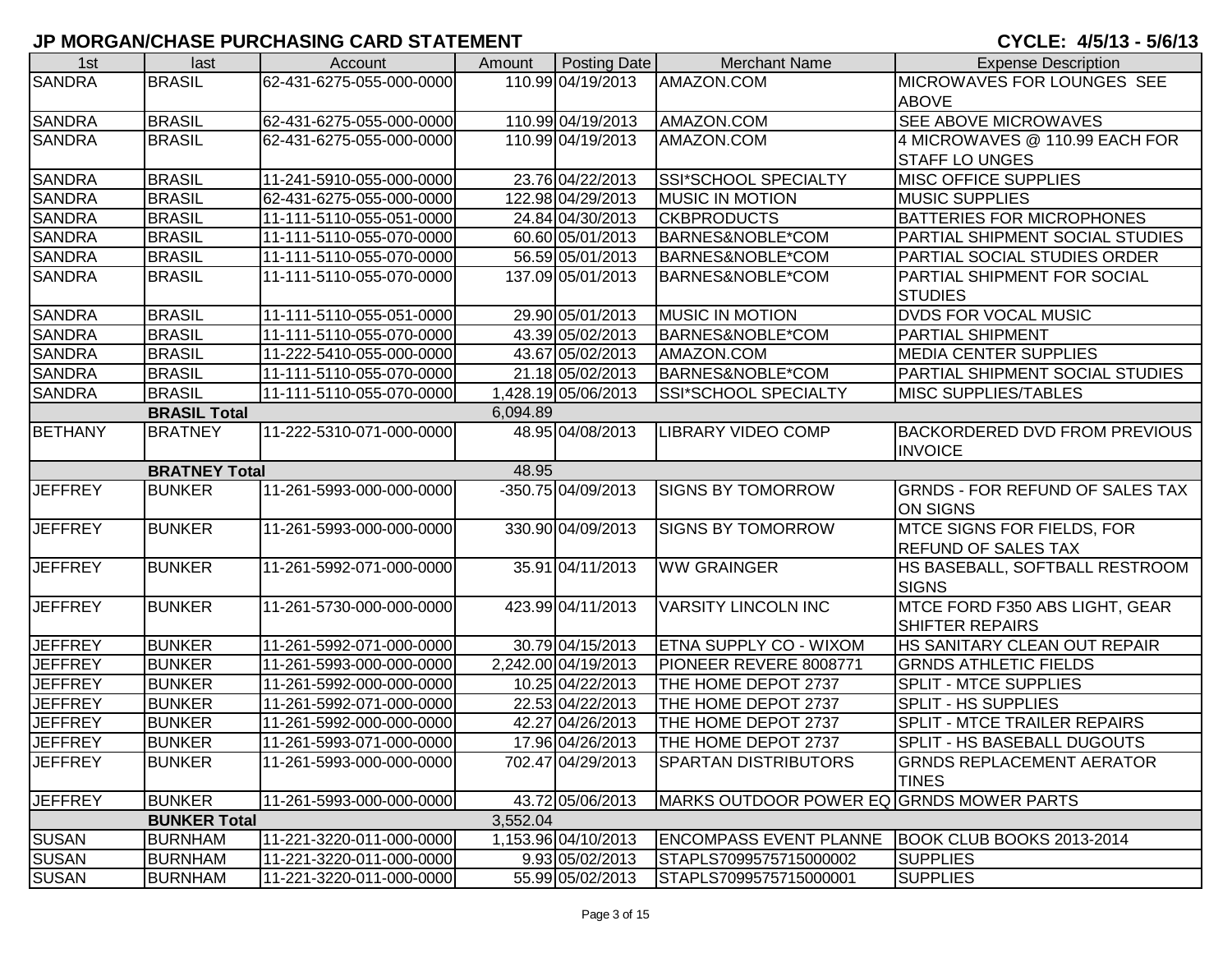## JP MORGAN/CHASE PURCHASING CARD STATEMENT

**CYCLE: 4/5/13 - 5/6/13**

| 1st | last | Account | Amount | Posting Date | Merchant Name | Expense Description |
|---|---|---|---|---|---|---|
| SANDRA | BRASIL | 62-431-6275-055-000-0000 | 110.99 | 04/19/2013 | AMAZON.COM | MICROWAVES FOR LOUNGES SEE ABOVE |
| SANDRA | BRASIL | 62-431-6275-055-000-0000 | 110.99 | 04/19/2013 | AMAZON.COM | SEE ABOVE MICROWAVES |
| SANDRA | BRASIL | 62-431-6275-055-000-0000 | 110.99 | 04/19/2013 | AMAZON.COM | 4 MICROWAVES @ 110.99 EACH FOR STAFF LO UNGES |
| SANDRA | BRASIL | 11-241-5910-055-000-0000 | 23.76 | 04/22/2013 | SSI*SCHOOL SPECIALTY | MISC OFFICE SUPPLIES |
| SANDRA | BRASIL | 62-431-6275-055-000-0000 | 122.98 | 04/29/2013 | MUSIC IN MOTION | MUSIC SUPPLIES |
| SANDRA | BRASIL | 11-111-5110-055-051-0000 | 24.84 | 04/30/2013 | CKBPRODUCTS | BATTERIES FOR MICROPHONES |
| SANDRA | BRASIL | 11-111-5110-055-070-0000 | 60.60 | 05/01/2013 | BARNES&NOBLE*COM | PARTIAL SHIPMENT SOCIAL STUDIES |
| SANDRA | BRASIL | 11-111-5110-055-070-0000 | 56.59 | 05/01/2013 | BARNES&NOBLE*COM | PARTIAL SOCIAL STUDIES ORDER |
| SANDRA | BRASIL | 11-111-5110-055-070-0000 | 137.09 | 05/01/2013 | BARNES&NOBLE*COM | PARTIAL SHIPMENT FOR SOCIAL STUDIES |
| SANDRA | BRASIL | 11-111-5110-055-051-0000 | 29.90 | 05/01/2013 | MUSIC IN MOTION | DVDS FOR VOCAL MUSIC |
| SANDRA | BRASIL | 11-111-5110-055-070-0000 | 43.39 | 05/02/2013 | BARNES&NOBLE*COM | PARTIAL SHIPMENT |
| SANDRA | BRASIL | 11-222-5410-055-000-0000 | 43.67 | 05/02/2013 | AMAZON.COM | MEDIA CENTER SUPPLIES |
| SANDRA | BRASIL | 11-111-5110-055-070-0000 | 21.18 | 05/02/2013 | BARNES&NOBLE*COM | PARTIAL SHIPMENT SOCIAL STUDIES |
| SANDRA | BRASIL | 11-111-5110-055-070-0000 | 1,428.19 | 05/06/2013 | SSI*SCHOOL SPECIALTY | MISC SUPPLIES/TABLES |
| | **BRASIL Total** | | 6,094.89 | | | |
| BETHANY | BRATNEY | 11-222-5310-071-000-0000 | 48.95 | 04/08/2013 | LIBRARY VIDEO COMP | BACKORDERED DVD FROM PREVIOUS INVOICE |
| | **BRATNEY Total** | | 48.95 | | | |
| JEFFREY | BUNKER | 11-261-5993-000-000-0000 | -350.75 | 04/09/2013 | SIGNS BY TOMORROW | GRNDS - FOR REFUND OF SALES TAX ON SIGNS |
| JEFFREY | BUNKER | 11-261-5993-000-000-0000 | 330.90 | 04/09/2013 | SIGNS BY TOMORROW | MTCE SIGNS FOR FIELDS, FOR REFUND OF SALES TAX |
| JEFFREY | BUNKER | 11-261-5992-071-000-0000 | 35.91 | 04/11/2013 | WW GRAINGER | HS BASEBALL, SOFTBALL RESTROOM SIGNS |
| JEFFREY | BUNKER | 11-261-5730-000-000-0000 | 423.99 | 04/11/2013 | VARSITY LINCOLN INC | MTCE FORD F350 ABS LIGHT, GEAR SHIFTER REPAIRS |
| JEFFREY | BUNKER | 11-261-5992-071-000-0000 | 30.79 | 04/15/2013 | ETNA SUPPLY CO - WIXOM | HS SANITARY CLEAN OUT REPAIR |
| JEFFREY | BUNKER | 11-261-5993-000-000-0000 | 2,242.00 | 04/19/2013 | PIONEER REVERE 8008771 | GRNDS ATHLETIC FIELDS |
| JEFFREY | BUNKER | 11-261-5992-000-000-0000 | 10.25 | 04/22/2013 | THE HOME DEPOT 2737 | SPLIT - MTCE SUPPLIES |
| JEFFREY | BUNKER | 11-261-5992-071-000-0000 | 22.53 | 04/22/2013 | THE HOME DEPOT 2737 | SPLIT - HS SUPPLIES |
| JEFFREY | BUNKER | 11-261-5992-000-000-0000 | 42.27 | 04/26/2013 | THE HOME DEPOT 2737 | SPLIT - MTCE TRAILER REPAIRS |
| JEFFREY | BUNKER | 11-261-5993-071-000-0000 | 17.96 | 04/26/2013 | THE HOME DEPOT 2737 | SPLIT - HS BASEBALL DUGOUTS |
| JEFFREY | BUNKER | 11-261-5993-000-000-0000 | 702.47 | 04/29/2013 | SPARTAN DISTRIBUTORS | GRNDS REPLACEMENT AERATOR TINES |
| JEFFREY | BUNKER | 11-261-5993-000-000-0000 | 43.72 | 05/06/2013 | MARKS OUTDOOR POWER EQ | GRNDS MOWER PARTS |
| | **BUNKER Total** | | 3,552.04 | | | |
| SUSAN | BURNHAM | 11-221-3220-011-000-0000 | 1,153.96 | 04/10/2013 | ENCOMPASS EVENT PLANNE | BOOK CLUB BOOKS 2013-2014 |
| SUSAN | BURNHAM | 11-221-3220-011-000-0000 | 9.93 | 05/02/2013 | STAPLS7099575715000002 | SUPPLIES |
| SUSAN | BURNHAM | 11-221-3220-011-000-0000 | 55.99 | 05/02/2013 | STAPLS7099575715000001 | SUPPLIES |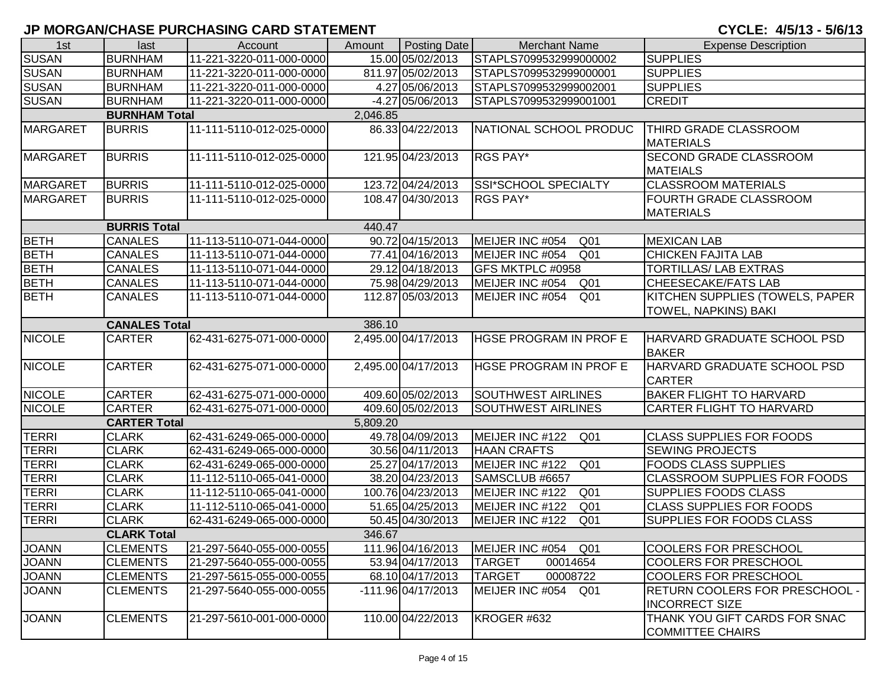## JP MORGAN/CHASE PURCHASING CARD STATEMENT

**CYCLE: 4/5/13 - 5/6/13**

| 1st | last | Account | Amount | Posting Date | Merchant Name | Expense Description |
|---|---|---|---|---|---|---|
| SUSAN | BURNHAM | 11-221-3220-011-000-0000 | 15.00 | 05/02/2013 | STAPLS7099532999000002 | SUPPLIES |
| SUSAN | BURNHAM | 11-221-3220-011-000-0000 | 811.97 | 05/02/2013 | STAPLS7099532999000001 | SUPPLIES |
| SUSAN | BURNHAM | 11-221-3220-011-000-0000 | 4.27 | 05/06/2013 | STAPLS7099532999002001 | SUPPLIES |
| SUSAN | BURNHAM | 11-221-3220-011-000-0000 | -4.27 | 05/06/2013 | STAPLS7099532999001001 | CREDIT |
| | **BURNHAM Total** | | 2,046.85 | | | |
| MARGARET | BURRIS | 11-111-5110-012-025-0000 | 86.33 | 04/22/2013 | NATIONAL SCHOOL PRODUC | THIRD GRADE CLASSROOM MATERIALS |
| MARGARET | BURRIS | 11-111-5110-012-025-0000 | 121.95 | 04/23/2013 | RGS PAY* | SECOND GRADE CLASSROOM MATEIALS |
| MARGARET | BURRIS | 11-111-5110-012-025-0000 | 123.72 | 04/24/2013 | SSI*SCHOOL SPECIALTY | CLASSROOM MATERIALS |
| MARGARET | BURRIS | 11-111-5110-012-025-0000 | 108.47 | 04/30/2013 | RGS PAY* | FOURTH GRADE CLASSROOM MATERIALS |
| | **BURRIS Total** | | 440.47 | | | |
| BETH | CANALES | 11-113-5110-071-044-0000 | 90.72 | 04/15/2013 | MEIJER INC #054 Q01 | MEXICAN LAB |
| BETH | CANALES | 11-113-5110-071-044-0000 | 77.41 | 04/16/2013 | MEIJER INC #054 Q01 | CHICKEN FAJITA LAB |
| BETH | CANALES | 11-113-5110-071-044-0000 | 29.12 | 04/18/2013 | GFS MKTPLC #0958 | TORTILLAS/ LAB EXTRAS |
| BETH | CANALES | 11-113-5110-071-044-0000 | 75.98 | 04/29/2013 | MEIJER INC #054 Q01 | CHEESECAKE/FATS LAB |
| BETH | CANALES | 11-113-5110-071-044-0000 | 112.87 | 05/03/2013 | MEIJER INC #054 Q01 | KITCHEN SUPPLIES (TOWELS, PAPER TOWEL, NAPKINS) BAKI |
| | **CANALES Total** | | 386.10 | | | |
| NICOLE | CARTER | 62-431-6275-071-000-0000 | 2,495.00 | 04/17/2013 | HGSE PROGRAM IN PROF E | HARVARD GRADUATE SCHOOL PSD BAKER |
| NICOLE | CARTER | 62-431-6275-071-000-0000 | 2,495.00 | 04/17/2013 | HGSE PROGRAM IN PROF E | HARVARD GRADUATE SCHOOL PSD CARTER |
| NICOLE | CARTER | 62-431-6275-071-000-0000 | 409.60 | 05/02/2013 | SOUTHWEST AIRLINES | BAKER FLIGHT TO HARVARD |
| NICOLE | CARTER | 62-431-6275-071-000-0000 | 409.60 | 05/02/2013 | SOUTHWEST AIRLINES | CARTER FLIGHT TO HARVARD |
| | **CARTER Total** | | 5,809.20 | | | |
| TERRI | CLARK | 62-431-6249-065-000-0000 | 49.78 | 04/09/2013 | MEIJER INC #122 Q01 | CLASS SUPPLIES FOR FOODS |
| TERRI | CLARK | 62-431-6249-065-000-0000 | 30.56 | 04/11/2013 | HAAN CRAFTS | SEWING PROJECTS |
| TERRI | CLARK | 62-431-6249-065-000-0000 | 25.27 | 04/17/2013 | MEIJER INC #122 Q01 | FOODS CLASS SUPPLIES |
| TERRI | CLARK | 11-112-5110-065-041-0000 | 38.20 | 04/23/2013 | SAMSCLUB #6657 | CLASSROOM SUPPLIES FOR FOODS |
| TERRI | CLARK | 11-112-5110-065-041-0000 | 100.76 | 04/23/2013 | MEIJER INC #122 Q01 | SUPPLIES FOODS CLASS |
| TERRI | CLARK | 11-112-5110-065-041-0000 | 51.65 | 04/25/2013 | MEIJER INC #122 Q01 | CLASS SUPPLIES FOR FOODS |
| TERRI | CLARK | 62-431-6249-065-000-0000 | 50.45 | 04/30/2013 | MEIJER INC #122 Q01 | SUPPLIES FOR FOODS CLASS |
| | **CLARK Total** | | 346.67 | | | |
| JOANN | CLEMENTS | 21-297-5640-055-000-0055 | 111.96 | 04/16/2013 | MEIJER INC #054 Q01 | COOLERS FOR PRESCHOOL |
| JOANN | CLEMENTS | 21-297-5640-055-000-0055 | 53.94 | 04/17/2013 | TARGET 00014654 | COOLERS FOR PRESCHOOL |
| JOANN | CLEMENTS | 21-297-5615-055-000-0055 | 68.10 | 04/17/2013 | TARGET 00008722 | COOLERS FOR PRESCHOOL |
| JOANN | CLEMENTS | 21-297-5640-055-000-0055 | -111.96 | 04/17/2013 | MEIJER INC #054 Q01 | RETURN COOLERS FOR PRESCHOOL - INCORRECT SIZE |
| JOANN | CLEMENTS | 21-297-5610-001-000-0000 | 110.00 | 04/22/2013 | KROGER #632 | THANK YOU GIFT CARDS FOR SNAC COMMITTEE CHAIRS |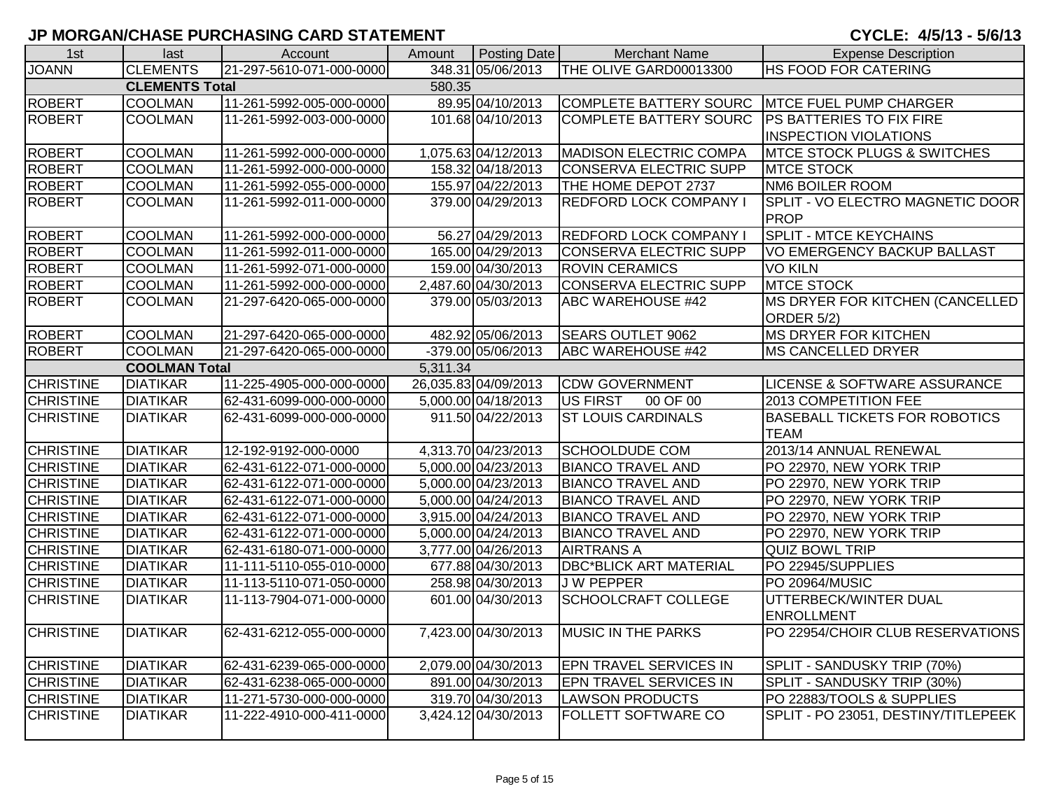## JP MORGAN/CHASE PURCHASING CARD STATEMENT

**CYCLE: 4/5/13 - 5/6/13**

| 1st | last | Account | Amount | Posting Date | Merchant Name | Expense Description |
|---|---|---|---|---|---|---|
| JOANN | CLEMENTS | 21-297-5610-071-000-0000 | 348.31 | 05/06/2013 | THE OLIVE GARD00013300 | HS FOOD FOR CATERING |
| | **CLEMENTS Total** | | 580.35 | | | |
| ROBERT | COOLMAN | 11-261-5992-005-000-0000 | 89.95 | 04/10/2013 | COMPLETE BATTERY SOURC | MTCE FUEL PUMP CHARGER |
| ROBERT | COOLMAN | 11-261-5992-003-000-0000 | 101.68 | 04/10/2013 | COMPLETE BATTERY SOURC | PS BATTERIES TO FIX FIRE INSPECTION VIOLATIONS |
| ROBERT | COOLMAN | 11-261-5992-000-000-0000 | 1,075.63 | 04/12/2013 | MADISON ELECTRIC COMPA | MTCE STOCK PLUGS & SWITCHES |
| ROBERT | COOLMAN | 11-261-5992-000-000-0000 | 158.32 | 04/18/2013 | CONSERVA ELECTRIC SUPP | MTCE STOCK |
| ROBERT | COOLMAN | 11-261-5992-055-000-0000 | 155.97 | 04/22/2013 | THE HOME DEPOT 2737 | NM6 BOILER ROOM |
| ROBERT | COOLMAN | 11-261-5992-011-000-0000 | 379.00 | 04/29/2013 | REDFORD LOCK COMPANY I | SPLIT - VO ELECTRO MAGNETIC DOOR PROP |
| ROBERT | COOLMAN | 11-261-5992-000-000-0000 | 56.27 | 04/29/2013 | REDFORD LOCK COMPANY I | SPLIT - MTCE KEYCHAINS |
| ROBERT | COOLMAN | 11-261-5992-011-000-0000 | 165.00 | 04/29/2013 | CONSERVA ELECTRIC SUPP | VO EMERGENCY BACKUP BALLAST |
| ROBERT | COOLMAN | 11-261-5992-071-000-0000 | 159.00 | 04/30/2013 | ROVIN CERAMICS | VO KILN |
| ROBERT | COOLMAN | 11-261-5992-000-000-0000 | 2,487.60 | 04/30/2013 | CONSERVA ELECTRIC SUPP | MTCE STOCK |
| ROBERT | COOLMAN | 21-297-6420-065-000-0000 | 379.00 | 05/03/2013 | ABC WAREHOUSE #42 | MS DRYER FOR KITCHEN (CANCELLED ORDER 5/2) |
| ROBERT | COOLMAN | 21-297-6420-065-000-0000 | 482.92 | 05/06/2013 | SEARS OUTLET 9062 | MS DRYER FOR KITCHEN |
| ROBERT | COOLMAN | 21-297-6420-065-000-0000 | -379.00 | 05/06/2013 | ABC WAREHOUSE #42 | MS CANCELLED DRYER |
| | **COOLMAN Total** | | 5,311.34 | | | |
| CHRISTINE | DIATIKAR | 11-225-4905-000-000-0000 | 26,035.83 | 04/09/2013 | CDW GOVERNMENT | LICENSE & SOFTWARE ASSURANCE |
| CHRISTINE | DIATIKAR | 62-431-6099-000-000-0000 | 5,000.00 | 04/18/2013 | US FIRST 00 OF 00 | 2013 COMPETITION FEE |
| CHRISTINE | DIATIKAR | 62-431-6099-000-000-0000 | 911.50 | 04/22/2013 | ST LOUIS CARDINALS | BASEBALL TICKETS FOR ROBOTICS TEAM |
| CHRISTINE | DIATIKAR | 12-192-9192-000-0000 | 4,313.70 | 04/23/2013 | SCHOOLDUDE COM | 2013/14 ANNUAL RENEWAL |
| CHRISTINE | DIATIKAR | 62-431-6122-071-000-0000 | 5,000.00 | 04/23/2013 | BIANCO TRAVEL AND | PO 22970, NEW YORK TRIP |
| CHRISTINE | DIATIKAR | 62-431-6122-071-000-0000 | 5,000.00 | 04/23/2013 | BIANCO TRAVEL AND | PO 22970, NEW YORK TRIP |
| CHRISTINE | DIATIKAR | 62-431-6122-071-000-0000 | 5,000.00 | 04/24/2013 | BIANCO TRAVEL AND | PO 22970, NEW YORK TRIP |
| CHRISTINE | DIATIKAR | 62-431-6122-071-000-0000 | 3,915.00 | 04/24/2013 | BIANCO TRAVEL AND | PO 22970, NEW YORK TRIP |
| CHRISTINE | DIATIKAR | 62-431-6122-071-000-0000 | 5,000.00 | 04/24/2013 | BIANCO TRAVEL AND | PO 22970, NEW YORK TRIP |
| CHRISTINE | DIATIKAR | 62-431-6180-071-000-0000 | 3,777.00 | 04/26/2013 | AIRTRANS A | QUIZ BOWL TRIP |
| CHRISTINE | DIATIKAR | 11-111-5110-055-010-0000 | 677.88 | 04/30/2013 | DBC*BLICK ART MATERIAL | PO 22945/SUPPLIES |
| CHRISTINE | DIATIKAR | 11-113-5110-071-050-0000 | 258.98 | 04/30/2013 | J W PEPPER | PO 20964/MUSIC |
| CHRISTINE | DIATIKAR | 11-113-7904-071-000-0000 | 601.00 | 04/30/2013 | SCHOOLCRAFT COLLEGE | UTTERBECK/WINTER DUAL ENROLLMENT |
| CHRISTINE | DIATIKAR | 62-431-6212-055-000-0000 | 7,423.00 | 04/30/2013 | MUSIC IN THE PARKS | PO 22954/CHOIR CLUB RESERVATIONS |
| CHRISTINE | DIATIKAR | 62-431-6239-065-000-0000 | 2,079.00 | 04/30/2013 | EPN TRAVEL SERVICES IN | SPLIT - SANDUSKY TRIP (70%) |
| CHRISTINE | DIATIKAR | 62-431-6238-065-000-0000 | 891.00 | 04/30/2013 | EPN TRAVEL SERVICES IN | SPLIT - SANDUSKY TRIP (30%) |
| CHRISTINE | DIATIKAR | 11-271-5730-000-000-0000 | 319.70 | 04/30/2013 | LAWSON PRODUCTS | PO 22883/TOOLS & SUPPLIES |
| CHRISTINE | DIATIKAR | 11-222-4910-000-411-0000 | 3,424.12 | 04/30/2013 | FOLLETT SOFTWARE CO | SPLIT - PO 23051, DESTINY/TITLEPEEK |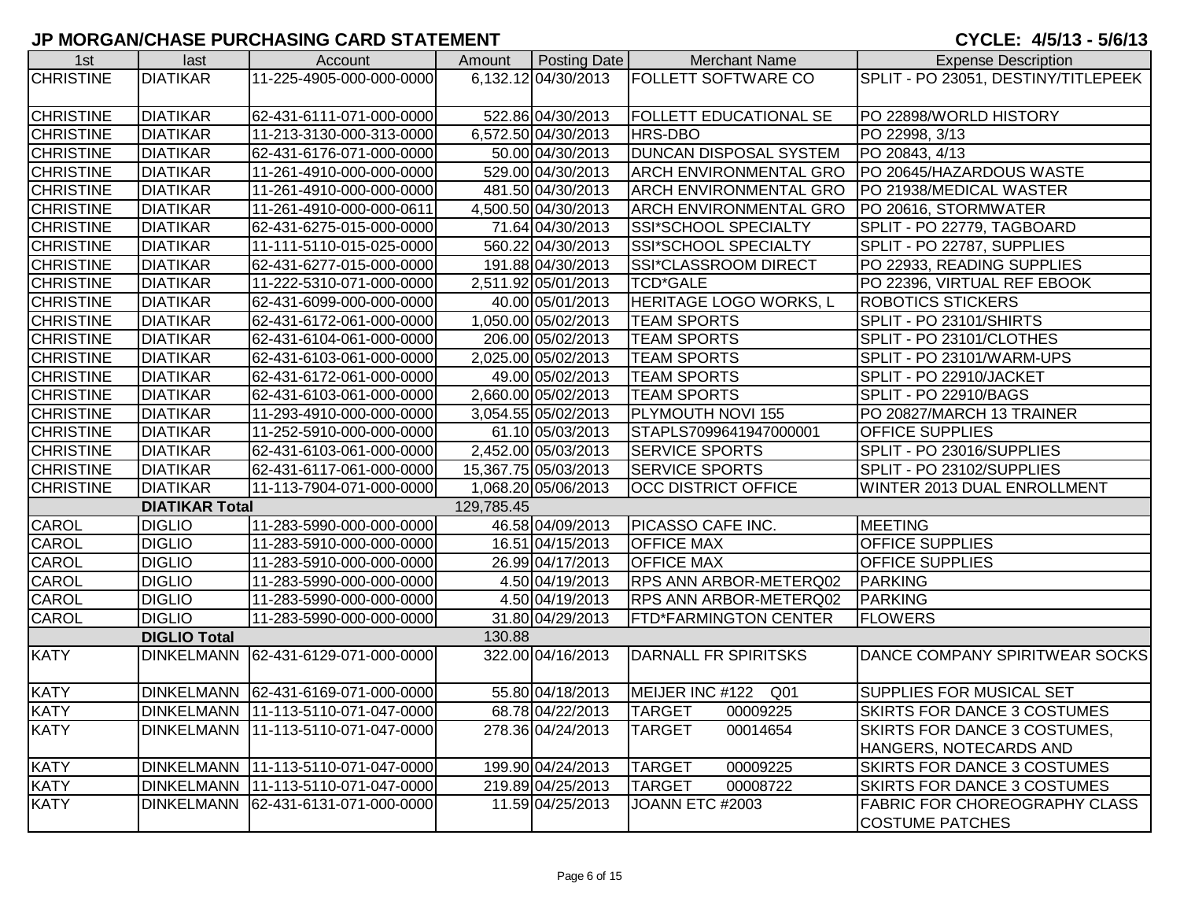## JP MORGAN/CHASE PURCHASING CARD STATEMENT

**CYCLE: 4/5/13 - 5/6/13**

| 1st | last | Account | Amount | Posting Date | Merchant Name | Expense Description |
|---|---|---|---|---|---|---|
| CHRISTINE | DIATIKAR | 11-225-4905-000-000-0000 | 6,132.12 | 04/30/2013 | FOLLETT SOFTWARE CO | SPLIT - PO 23051, DESTINY/TITLEPEEK |
| CHRISTINE | DIATIKAR | 62-431-6111-071-000-0000 | 522.86 | 04/30/2013 | FOLLETT EDUCATIONAL SE | PO 22898/WORLD HISTORY |
| CHRISTINE | DIATIKAR | 11-213-3130-000-313-0000 | 6,572.50 | 04/30/2013 | HRS-DBO | PO 22998, 3/13 |
| CHRISTINE | DIATIKAR | 62-431-6176-071-000-0000 | 50.00 | 04/30/2013 | DUNCAN DISPOSAL SYSTEM | PO 20843, 4/13 |
| CHRISTINE | DIATIKAR | 11-261-4910-000-000-0000 | 529.00 | 04/30/2013 | ARCH ENVIRONMENTAL GRO | PO 20645/HAZARDOUS WASTE |
| CHRISTINE | DIATIKAR | 11-261-4910-000-000-0000 | 481.50 | 04/30/2013 | ARCH ENVIRONMENTAL GRO | PO 21938/MEDICAL WASTER |
| CHRISTINE | DIATIKAR | 11-261-4910-000-000-0611 | 4,500.50 | 04/30/2013 | ARCH ENVIRONMENTAL GRO | PO 20616, STORMWATER |
| CHRISTINE | DIATIKAR | 62-431-6275-015-000-0000 | 71.64 | 04/30/2013 | SSI*SCHOOL SPECIALTY | SPLIT - PO 22779, TAGBOARD |
| CHRISTINE | DIATIKAR | 11-111-5110-015-025-0000 | 560.22 | 04/30/2013 | SSI*SCHOOL SPECIALTY | SPLIT - PO 22787, SUPPLIES |
| CHRISTINE | DIATIKAR | 62-431-6277-015-000-0000 | 191.88 | 04/30/2013 | SSI*CLASSROOM DIRECT | PO 22933, READING SUPPLIES |
| CHRISTINE | DIATIKAR | 11-222-5310-071-000-0000 | 2,511.92 | 05/01/2013 | TCD*GALE | PO 22396, VIRTUAL REF EBOOK |
| CHRISTINE | DIATIKAR | 62-431-6099-000-000-0000 | 40.00 | 05/01/2013 | HERITAGE LOGO WORKS, L | ROBOTICS STICKERS |
| CHRISTINE | DIATIKAR | 62-431-6172-061-000-0000 | 1,050.00 | 05/02/2013 | TEAM SPORTS | SPLIT - PO 23101/SHIRTS |
| CHRISTINE | DIATIKAR | 62-431-6104-061-000-0000 | 206.00 | 05/02/2013 | TEAM SPORTS | SPLIT - PO 23101/CLOTHES |
| CHRISTINE | DIATIKAR | 62-431-6103-061-000-0000 | 2,025.00 | 05/02/2013 | TEAM SPORTS | SPLIT - PO 23101/WARM-UPS |
| CHRISTINE | DIATIKAR | 62-431-6172-061-000-0000 | 49.00 | 05/02/2013 | TEAM SPORTS | SPLIT - PO 22910/JACKET |
| CHRISTINE | DIATIKAR | 62-431-6103-061-000-0000 | 2,660.00 | 05/02/2013 | TEAM SPORTS | SPLIT - PO 22910/BAGS |
| CHRISTINE | DIATIKAR | 11-293-4910-000-000-0000 | 3,054.55 | 05/02/2013 | PLYMOUTH NOVI 155 | PO 20827/MARCH 13 TRAINER |
| CHRISTINE | DIATIKAR | 11-252-5910-000-000-0000 | 61.10 | 05/03/2013 | STAPLS7099641947000001 | OFFICE SUPPLIES |
| CHRISTINE | DIATIKAR | 62-431-6103-061-000-0000 | 2,452.00 | 05/03/2013 | SERVICE SPORTS | SPLIT - PO 23016/SUPPLIES |
| CHRISTINE | DIATIKAR | 62-431-6117-061-000-0000 | 15,367.75 | 05/03/2013 | SERVICE SPORTS | SPLIT - PO 23102/SUPPLIES |
| CHRISTINE | DIATIKAR | 11-113-7904-071-000-0000 | 1,068.20 | 05/06/2013 | OCC DISTRICT OFFICE | WINTER 2013 DUAL ENROLLMENT |
| | **DIATIKAR Total** | | 129,785.45 | | | |
| CAROL | DIGLIO | 11-283-5990-000-000-0000 | 46.58 | 04/09/2013 | PICASSO CAFE INC. | MEETING |
| CAROL | DIGLIO | 11-283-5910-000-000-0000 | 16.51 | 04/15/2013 | OFFICE MAX | OFFICE SUPPLIES |
| CAROL | DIGLIO | 11-283-5910-000-000-0000 | 26.99 | 04/17/2013 | OFFICE MAX | OFFICE SUPPLIES |
| CAROL | DIGLIO | 11-283-5990-000-000-0000 | 4.50 | 04/19/2013 | RPS ANN ARBOR-METERQ02 | PARKING |
| CAROL | DIGLIO | 11-283-5990-000-000-0000 | 4.50 | 04/19/2013 | RPS ANN ARBOR-METERQ02 | PARKING |
| CAROL | DIGLIO | 11-283-5990-000-000-0000 | 31.80 | 04/29/2013 | FTD*FARMINGTON CENTER | FLOWERS |
| | **DIGLIO Total** | | 130.88 | | | |
| KATY | DINKELMANN | 62-431-6129-071-000-0000 | 322.00 | 04/16/2013 | DARNALL FR SPIRITSKS | DANCE COMPANY SPIRITWEAR SOCKS |
| KATY | DINKELMANN | 62-431-6169-071-000-0000 | 55.80 | 04/18/2013 | MEIJER INC #122 Q01 | SUPPLIES FOR MUSICAL SET |
| KATY | DINKELMANN | 11-113-5110-071-047-0000 | 68.78 | 04/22/2013 | TARGET 00009225 | SKIRTS FOR DANCE 3 COSTUMES |
| KATY | DINKELMANN | 11-113-5110-071-047-0000 | 278.36 | 04/24/2013 | TARGET 00014654 | SKIRTS FOR DANCE 3 COSTUMES, HANGERS, NOTECARDS AND |
| KATY | DINKELMANN | 11-113-5110-071-047-0000 | 199.90 | 04/24/2013 | TARGET 00009225 | SKIRTS FOR DANCE 3 COSTUMES |
| KATY | DINKELMANN | 11-113-5110-071-047-0000 | 219.89 | 04/25/2013 | TARGET 00008722 | SKIRTS FOR DANCE 3 COSTUMES |
| KATY | DINKELMANN | 62-431-6131-071-000-0000 | 11.59 | 04/25/2013 | JOANN ETC #2003 | FABRIC FOR CHOREOGRAPHY CLASS COSTUME PATCHES |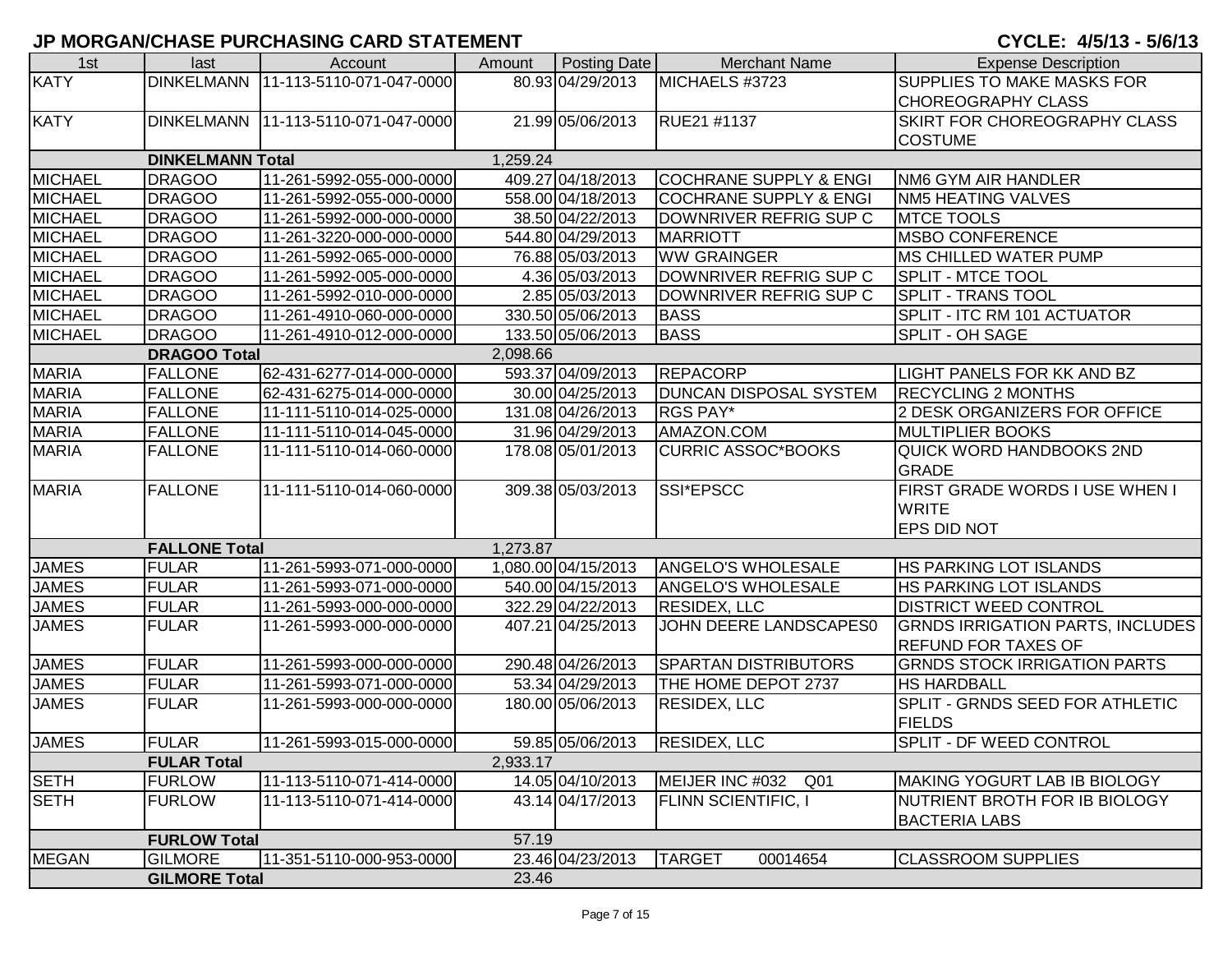## JP MORGAN/CHASE PURCHASING CARD STATEMENT

**CYCLE: 4/5/13 - 5/6/13**

| 1st | last | Account | Amount | Posting Date | Merchant Name | Expense Description |
|---|---|---|---|---|---|---|
| KATY | DINKELMANN | 11-113-5110-071-047-0000 | 80.93 | 04/29/2013 | MICHAELS #3723 | SUPPLIES TO MAKE MASKS FOR CHOREOGRAPHY CLASS |
| KATY | DINKELMANN | 11-113-5110-071-047-0000 | 21.99 | 05/06/2013 | RUE21 #1137 | SKIRT FOR CHOREOGRAPHY CLASS COSTUME |
| | **DINKELMANN Total** | | 1,259.24 | | | |
| MICHAEL | DRAGOO | 11-261-5992-055-000-0000 | 409.27 | 04/18/2013 | COCHRANE SUPPLY & ENGI | NM6 GYM AIR HANDLER |
| MICHAEL | DRAGOO | 11-261-5992-055-000-0000 | 558.00 | 04/18/2013 | COCHRANE SUPPLY & ENGI | NM5 HEATING VALVES |
| MICHAEL | DRAGOO | 11-261-5992-000-000-0000 | 38.50 | 04/22/2013 | DOWNRIVER REFRIG SUP C | MTCE TOOLS |
| MICHAEL | DRAGOO | 11-261-3220-000-000-0000 | 544.80 | 04/29/2013 | MARRIOTT | MSBO CONFERENCE |
| MICHAEL | DRAGOO | 11-261-5992-065-000-0000 | 76.88 | 05/03/2013 | WW GRAINGER | MS CHILLED WATER PUMP |
| MICHAEL | DRAGOO | 11-261-5992-005-000-0000 | 4.36 | 05/03/2013 | DOWNRIVER REFRIG SUP C | SPLIT - MTCE TOOL |
| MICHAEL | DRAGOO | 11-261-5992-010-000-0000 | 2.85 | 05/03/2013 | DOWNRIVER REFRIG SUP C | SPLIT - TRANS TOOL |
| MICHAEL | DRAGOO | 11-261-4910-060-000-0000 | 330.50 | 05/06/2013 | BASS | SPLIT - ITC RM 101 ACTUATOR |
| MICHAEL | DRAGOO | 11-261-4910-012-000-0000 | 133.50 | 05/06/2013 | BASS | SPLIT - OH SAGE |
| | **DRAGOO Total** | | 2,098.66 | | | |
| MARIA | FALLONE | 62-431-6277-014-000-0000 | 593.37 | 04/09/2013 | REPACORP | LIGHT PANELS FOR KK AND BZ |
| MARIA | FALLONE | 62-431-6275-014-000-0000 | 30.00 | 04/25/2013 | DUNCAN DISPOSAL SYSTEM | RECYCLING 2 MONTHS |
| MARIA | FALLONE | 11-111-5110-014-025-0000 | 131.08 | 04/26/2013 | RGS PAY* | 2 DESK ORGANIZERS FOR OFFICE |
| MARIA | FALLONE | 11-111-5110-014-045-0000 | 31.96 | 04/29/2013 | AMAZON.COM | MULTIPLIER BOOKS |
| MARIA | FALLONE | 11-111-5110-014-060-0000 | 178.08 | 05/01/2013 | CURRIC ASSOC*BOOKS | QUICK WORD HANDBOOKS 2ND GRADE |
| MARIA | FALLONE | 11-111-5110-014-060-0000 | 309.38 | 05/03/2013 | SSI*EPSCC | FIRST GRADE WORDS I USE WHEN I WRITE EPS DID NOT |
| | **FALLONE Total** | | 1,273.87 | | | |
| JAMES | FULAR | 11-261-5993-071-000-0000 | 1,080.00 | 04/15/2013 | ANGELO'S WHOLESALE | HS PARKING LOT ISLANDS |
| JAMES | FULAR | 11-261-5993-071-000-0000 | 540.00 | 04/15/2013 | ANGELO'S WHOLESALE | HS PARKING LOT ISLANDS |
| JAMES | FULAR | 11-261-5993-000-000-0000 | 322.29 | 04/22/2013 | RESIDEX, LLC | DISTRICT WEED CONTROL |
| JAMES | FULAR | 11-261-5993-000-000-0000 | 407.21 | 04/25/2013 | JOHN DEERE LANDSCAPES0 | GRNDS IRRIGATION PARTS, INCLUDES REFUND FOR TAXES OF |
| JAMES | FULAR | 11-261-5993-000-000-0000 | 290.48 | 04/26/2013 | SPARTAN DISTRIBUTORS | GRNDS STOCK IRRIGATION PARTS |
| JAMES | FULAR | 11-261-5993-071-000-0000 | 53.34 | 04/29/2013 | THE HOME DEPOT 2737 | HS HARDBALL |
| JAMES | FULAR | 11-261-5993-000-000-0000 | 180.00 | 05/06/2013 | RESIDEX, LLC | SPLIT - GRNDS SEED FOR ATHLETIC FIELDS |
| JAMES | FULAR | 11-261-5993-015-000-0000 | 59.85 | 05/06/2013 | RESIDEX, LLC | SPLIT - DF WEED CONTROL |
| | **FULAR Total** | | 2,933.17 | | | |
| SETH | FURLOW | 11-113-5110-071-414-0000 | 14.05 | 04/10/2013 | MEIJER INC #032 Q01 | MAKING YOGURT LAB IB BIOLOGY |
| SETH | FURLOW | 11-113-5110-071-414-0000 | 43.14 | 04/17/2013 | FLINN SCIENTIFIC, I | NUTRIENT BROTH FOR IB BIOLOGY BACTERIA LABS |
| | **FURLOW Total** | | 57.19 | | | |
| MEGAN | GILMORE | 11-351-5110-000-953-0000 | 23.46 | 04/23/2013 | TARGET 00014654 | CLASSROOM SUPPLIES |
| | **GILMORE Total** | | 23.46 | | | |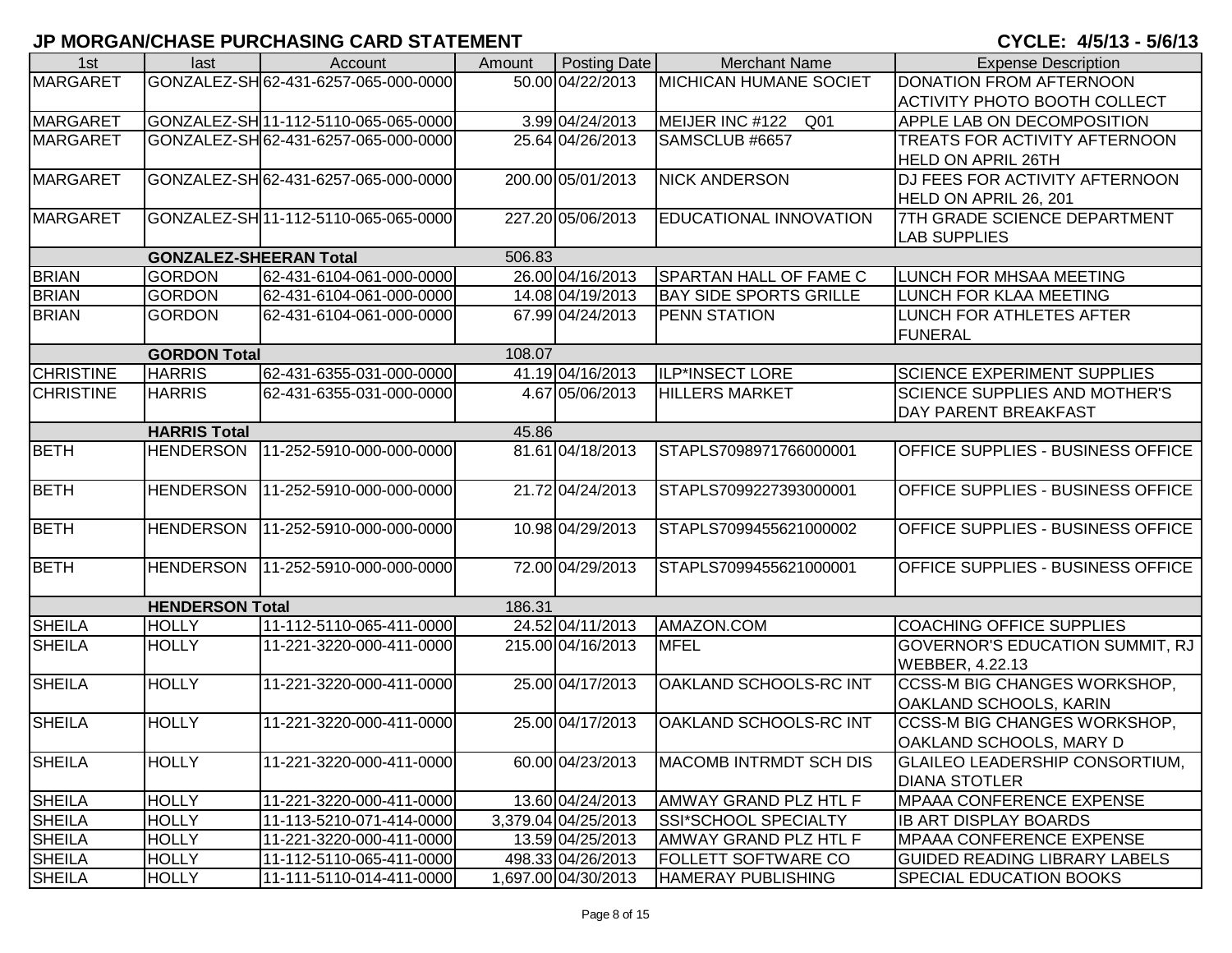## JP MORGAN/CHASE PURCHASING CARD STATEMENT

**CYCLE: 4/5/13 - 5/6/13**

| 1st | last | Account | Amount | Posting Date | Merchant Name | Expense Description |
|---|---|---|---|---|---|---|
| MARGARET | GONZALEZ-SH | 62-431-6257-065-000-0000 | 50.00 | 04/22/2013 | MICHICAN HUMANE SOCIET | DONATION FROM AFTERNOON ACTIVITY PHOTO BOOTH COLLECT |
| MARGARET | GONZALEZ-SH | 11-112-5110-065-065-0000 | 3.99 | 04/24/2013 | MEIJER INC #122 Q01 | APPLE LAB ON DECOMPOSITION |
| MARGARET | GONZALEZ-SH | 62-431-6257-065-000-0000 | 25.64 | 04/26/2013 | SAMSCLUB #6657 | TREATS FOR ACTIVITY AFTERNOON HELD ON APRIL 26TH |
| MARGARET | GONZALEZ-SH | 62-431-6257-065-000-0000 | 200.00 | 05/01/2013 | NICK ANDERSON | DJ FEES FOR ACTIVITY AFTERNOON HELD ON APRIL 26, 201 |
| MARGARET | GONZALEZ-SH | 11-112-5110-065-065-0000 | 227.20 | 05/06/2013 | EDUCATIONAL INNOVATION | 7TH GRADE SCIENCE DEPARTMENT LAB SUPPLIES |
| | **GONZALEZ-SHEERAN Total** | | 506.83 | | | |
| BRIAN | GORDON | 62-431-6104-061-000-0000 | 26.00 | 04/16/2013 | SPARTAN HALL OF FAME C | LUNCH FOR MHSAA MEETING |
| BRIAN | GORDON | 62-431-6104-061-000-0000 | 14.08 | 04/19/2013 | BAY SIDE SPORTS GRILLE | LUNCH FOR KLAA MEETING |
| BRIAN | GORDON | 62-431-6104-061-000-0000 | 67.99 | 04/24/2013 | PENN STATION | LUNCH FOR ATHLETES AFTER FUNERAL |
| | **GORDON Total** | | 108.07 | | | |
| CHRISTINE | HARRIS | 62-431-6355-031-000-0000 | 41.19 | 04/16/2013 | ILP*INSECT LORE | SCIENCE EXPERIMENT SUPPLIES |
| CHRISTINE | HARRIS | 62-431-6355-031-000-0000 | 4.67 | 05/06/2013 | HILLERS MARKET | SCIENCE SUPPLIES AND MOTHER'S DAY PARENT BREAKFAST |
| | **HARRIS Total** | | 45.86 | | | |
| BETH | HENDERSON | 11-252-5910-000-000-0000 | 81.61 | 04/18/2013 | STAPLS7098971766000001 | OFFICE SUPPLIES - BUSINESS OFFICE |
| BETH | HENDERSON | 11-252-5910-000-000-0000 | 21.72 | 04/24/2013 | STAPLS7099227393000001 | OFFICE SUPPLIES - BUSINESS OFFICE |
| BETH | HENDERSON | 11-252-5910-000-000-0000 | 10.98 | 04/29/2013 | STAPLS7099455621000002 | OFFICE SUPPLIES - BUSINESS OFFICE |
| BETH | HENDERSON | 11-252-5910-000-000-0000 | 72.00 | 04/29/2013 | STAPLS7099455621000001 | OFFICE SUPPLIES - BUSINESS OFFICE |
| | **HENDERSON Total** | | 186.31 | | | |
| SHEILA | HOLLY | 11-112-5110-065-411-0000 | 24.52 | 04/11/2013 | AMAZON.COM | COACHING OFFICE SUPPLIES |
| SHEILA | HOLLY | 11-221-3220-000-411-0000 | 215.00 | 04/16/2013 | MFEL | GOVERNOR'S EDUCATION SUMMIT, RJ WEBBER, 4.22.13 |
| SHEILA | HOLLY | 11-221-3220-000-411-0000 | 25.00 | 04/17/2013 | OAKLAND SCHOOLS-RC INT | CCSS-M BIG CHANGES WORKSHOP, OAKLAND SCHOOLS, KARIN |
| SHEILA | HOLLY | 11-221-3220-000-411-0000 | 25.00 | 04/17/2013 | OAKLAND SCHOOLS-RC INT | CCSS-M BIG CHANGES WORKSHOP, OAKLAND SCHOOLS, MARY D |
| SHEILA | HOLLY | 11-221-3220-000-411-0000 | 60.00 | 04/23/2013 | MACOMB INTRMDT SCH DIS | GLAILEO LEADERSHIP CONSORTIUM, DIANA STOTLER |
| SHEILA | HOLLY | 11-221-3220-000-411-0000 | 13.60 | 04/24/2013 | AMWAY GRAND PLZ HTL F | MPAAA CONFERENCE EXPENSE |
| SHEILA | HOLLY | 11-113-5210-071-414-0000 | 3,379.04 | 04/25/2013 | SSI*SCHOOL SPECIALTY | IB ART DISPLAY BOARDS |
| SHEILA | HOLLY | 11-221-3220-000-411-0000 | 13.59 | 04/25/2013 | AMWAY GRAND PLZ HTL F | MPAAA CONFERENCE EXPENSE |
| SHEILA | HOLLY | 11-112-5110-065-411-0000 | 498.33 | 04/26/2013 | FOLLETT SOFTWARE CO | GUIDED READING LIBRARY LABELS |
| SHEILA | HOLLY | 11-111-5110-014-411-0000 | 1,697.00 | 04/30/2013 | HAMERAY PUBLISHING | SPECIAL EDUCATION BOOKS |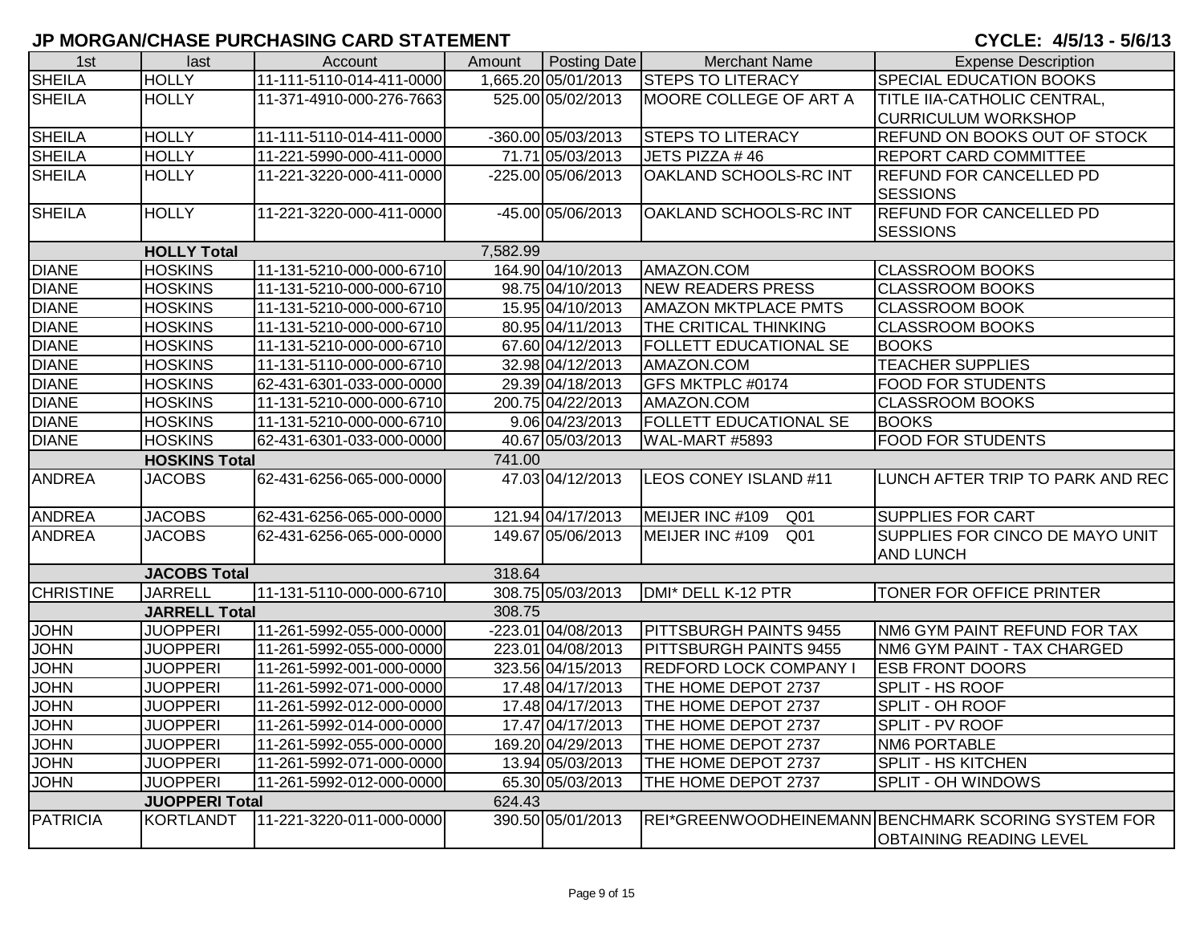## JP MORGAN/CHASE PURCHASING CARD STATEMENT

**CYCLE: 4/5/13 - 5/6/13**

| 1st | last | Account | Amount | Posting Date | Merchant Name | Expense Description |
|---|---|---|---|---|---|---|
| SHEILA | HOLLY | 11-111-5110-014-411-0000 | 1,665.20 | 05/01/2013 | STEPS TO LITERACY | SPECIAL EDUCATION BOOKS |
| SHEILA | HOLLY | 11-371-4910-000-276-7663 | 525.00 | 05/02/2013 | MOORE COLLEGE OF ART A | TITLE IIA-CATHOLIC CENTRAL, CURRICULUM WORKSHOP |
| SHEILA | HOLLY | 11-111-5110-014-411-0000 | -360.00 | 05/03/2013 | STEPS TO LITERACY | REFUND ON BOOKS OUT OF STOCK |
| SHEILA | HOLLY | 11-221-5990-000-411-0000 | 71.71 | 05/03/2013 | JETS PIZZA # 46 | REPORT CARD COMMITTEE |
| SHEILA | HOLLY | 11-221-3220-000-411-0000 | -225.00 | 05/06/2013 | OAKLAND SCHOOLS-RC INT | REFUND FOR CANCELLED PD SESSIONS |
| SHEILA | HOLLY | 11-221-3220-000-411-0000 | -45.00 | 05/06/2013 | OAKLAND SCHOOLS-RC INT | REFUND FOR CANCELLED PD SESSIONS |
| | **HOLLY Total** | | 7,582.99 | | | |
| DIANE | HOSKINS | 11-131-5210-000-000-6710 | 164.90 | 04/10/2013 | AMAZON.COM | CLASSROOM BOOKS |
| DIANE | HOSKINS | 11-131-5210-000-000-6710 | 98.75 | 04/10/2013 | NEW READERS PRESS | CLASSROOM BOOKS |
| DIANE | HOSKINS | 11-131-5210-000-000-6710 | 15.95 | 04/10/2013 | AMAZON MKTPLACE PMTS | CLASSROOM BOOK |
| DIANE | HOSKINS | 11-131-5210-000-000-6710 | 80.95 | 04/11/2013 | THE CRITICAL THINKING | CLASSROOM BOOKS |
| DIANE | HOSKINS | 11-131-5210-000-000-6710 | 67.60 | 04/12/2013 | FOLLETT EDUCATIONAL SE | BOOKS |
| DIANE | HOSKINS | 11-131-5110-000-000-6710 | 32.98 | 04/12/2013 | AMAZON.COM | TEACHER SUPPLIES |
| DIANE | HOSKINS | 62-431-6301-033-000-0000 | 29.39 | 04/18/2013 | GFS MKTPLC #0174 | FOOD FOR STUDENTS |
| DIANE | HOSKINS | 11-131-5210-000-000-6710 | 200.75 | 04/22/2013 | AMAZON.COM | CLASSROOM BOOKS |
| DIANE | HOSKINS | 11-131-5210-000-000-6710 | 9.06 | 04/23/2013 | FOLLETT EDUCATIONAL SE | BOOKS |
| DIANE | HOSKINS | 62-431-6301-033-000-0000 | 40.67 | 05/03/2013 | WAL-MART #5893 | FOOD FOR STUDENTS |
| | **HOSKINS Total** | | 741.00 | | | |
| ANDREA | JACOBS | 62-431-6256-065-000-0000 | 47.03 | 04/12/2013 | LEOS CONEY ISLAND #11 | LUNCH AFTER TRIP TO PARK AND REC |
| ANDREA | JACOBS | 62-431-6256-065-000-0000 | 121.94 | 04/17/2013 | MEIJER INC #109 Q01 | SUPPLIES FOR CART |
| ANDREA | JACOBS | 62-431-6256-065-000-0000 | 149.67 | 05/06/2013 | MEIJER INC #109 Q01 | SUPPLIES FOR CINCO DE MAYO UNIT AND LUNCH |
| | **JACOBS Total** | | 318.64 | | | |
| CHRISTINE | JARRELL | 11-131-5110-000-000-6710 | 308.75 | 05/03/2013 | DMI* DELL K-12 PTR | TONER FOR OFFICE PRINTER |
| | **JARRELL Total** | | 308.75 | | | |
| JOHN | JUOPPERI | 11-261-5992-055-000-0000 | -223.01 | 04/08/2013 | PITTSBURGH PAINTS 9455 | NM6 GYM PAINT REFUND FOR TAX |
| JOHN | JUOPPERI | 11-261-5992-055-000-0000 | 223.01 | 04/08/2013 | PITTSBURGH PAINTS 9455 | NM6 GYM PAINT - TAX CHARGED |
| JOHN | JUOPPERI | 11-261-5992-001-000-0000 | 323.56 | 04/15/2013 | REDFORD LOCK COMPANY I | ESB FRONT DOORS |
| JOHN | JUOPPERI | 11-261-5992-071-000-0000 | 17.48 | 04/17/2013 | THE HOME DEPOT 2737 | SPLIT - HS ROOF |
| JOHN | JUOPPERI | 11-261-5992-012-000-0000 | 17.48 | 04/17/2013 | THE HOME DEPOT 2737 | SPLIT - OH ROOF |
| JOHN | JUOPPERI | 11-261-5992-014-000-0000 | 17.47 | 04/17/2013 | THE HOME DEPOT 2737 | SPLIT - PV ROOF |
| JOHN | JUOPPERI | 11-261-5992-055-000-0000 | 169.20 | 04/29/2013 | THE HOME DEPOT 2737 | NM6 PORTABLE |
| JOHN | JUOPPERI | 11-261-5992-071-000-0000 | 13.94 | 05/03/2013 | THE HOME DEPOT 2737 | SPLIT - HS KITCHEN |
| JOHN | JUOPPERI | 11-261-5992-012-000-0000 | 65.30 | 05/03/2013 | THE HOME DEPOT 2737 | SPLIT - OH WINDOWS |
| | **JUOPPERI Total** | | 624.43 | | | |
| PATRICIA | KORTLANDT | 11-221-3220-011-000-0000 | 390.50 | 05/01/2013 | REI*GREENWOODHEINEMANN | BENCHMARK SCORING SYSTEM FOR OBTAINING READING LEVEL |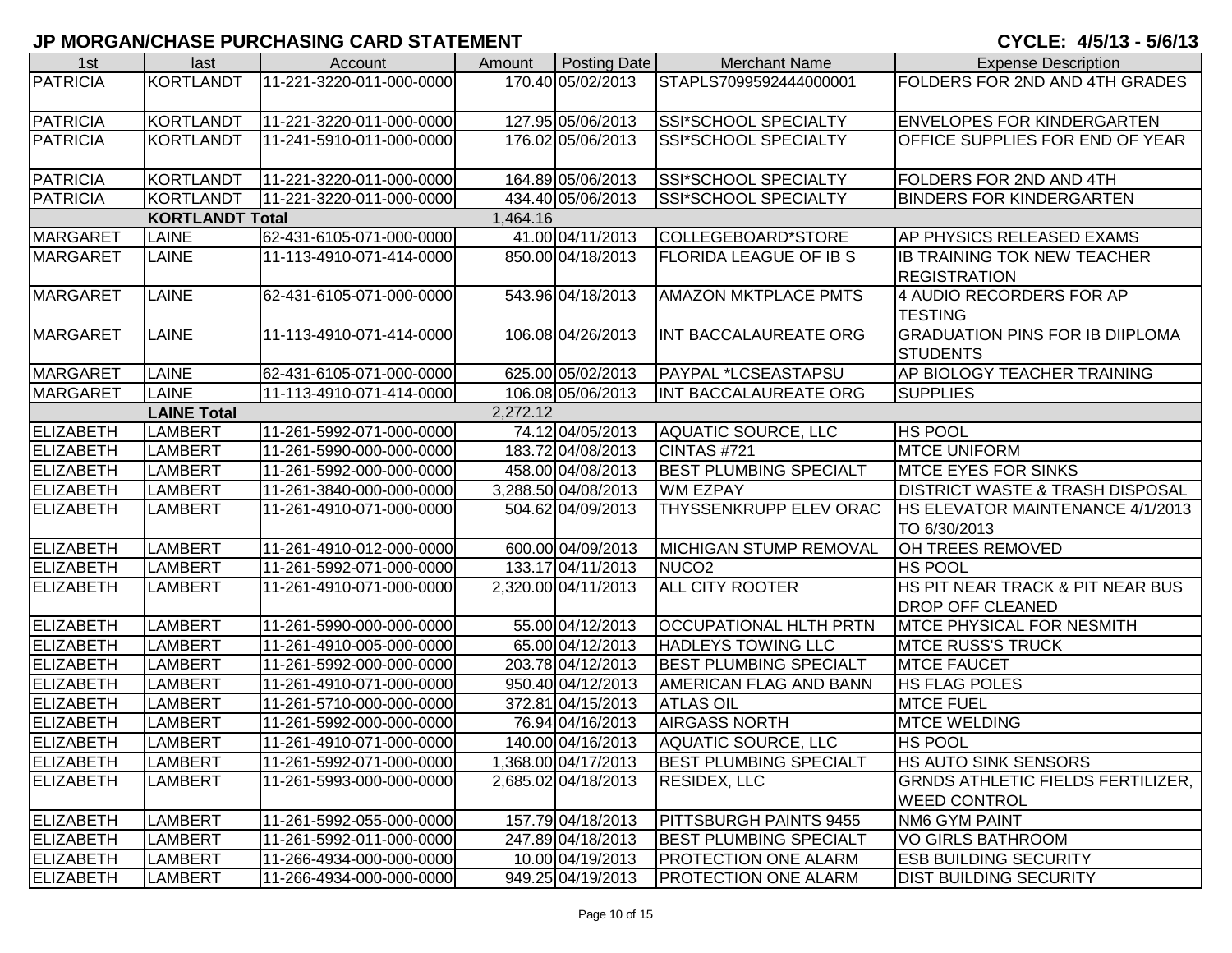# JP MORGAN/CHASE PURCHASING CARD STATEMENT

**CYCLE: 4/5/13 - 5/6/13**

| 1st | last | Account | Amount | Posting Date | Merchant Name | Expense Description |
|---|---|---|---|---|---|---|
| PATRICIA | KORTLANDT | 11-221-3220-011-000-0000 | 170.40 | 05/02/2013 | STAPLS7099592444000001 | FOLDERS FOR 2ND AND 4TH GRADES |
| PATRICIA | KORTLANDT | 11-221-3220-011-000-0000 | 127.95 | 05/06/2013 | SSI*SCHOOL SPECIALTY | ENVELOPES FOR KINDERGARTEN |
| PATRICIA | KORTLANDT | 11-241-5910-011-000-0000 | 176.02 | 05/06/2013 | SSI*SCHOOL SPECIALTY | OFFICE SUPPLIES FOR END OF YEAR |
| PATRICIA | KORTLANDT | 11-221-3220-011-000-0000 | 164.89 | 05/06/2013 | SSI*SCHOOL SPECIALTY | FOLDERS FOR 2ND AND 4TH |
| PATRICIA | KORTLANDT | 11-221-3220-011-000-0000 | 434.40 | 05/06/2013 | SSI*SCHOOL SPECIALTY | BINDERS FOR KINDERGARTEN |
| | **KORTLANDT Total** | | 1,464.16 | | | |
| MARGARET | LAINE | 62-431-6105-071-000-0000 | 41.00 | 04/11/2013 | COLLEGEBOARD*STORE | AP PHYSICS RELEASED EXAMS |
| MARGARET | LAINE | 11-113-4910-071-414-0000 | 850.00 | 04/18/2013 | FLORIDA LEAGUE OF IB S | IB TRAINING TOK NEW TEACHER REGISTRATION |
| MARGARET | LAINE | 62-431-6105-071-000-0000 | 543.96 | 04/18/2013 | AMAZON MKTPLACE PMTS | 4 AUDIO RECORDERS FOR AP TESTING |
| MARGARET | LAINE | 11-113-4910-071-414-0000 | 106.08 | 04/26/2013 | INT BACCALAUREATE ORG | GRADUATION PINS FOR IB DIIPLOMA STUDENTS |
| MARGARET | LAINE | 62-431-6105-071-000-0000 | 625.00 | 05/02/2013 | PAYPAL *LCSEASTAPSU | AP BIOLOGY TEACHER TRAINING |
| MARGARET | LAINE | 11-113-4910-071-414-0000 | 106.08 | 05/06/2013 | INT BACCALAUREATE ORG | SUPPLIES |
| | **LAINE Total** | | 2,272.12 | | | |
| ELIZABETH | LAMBERT | 11-261-5992-071-000-0000 | 74.12 | 04/05/2013 | AQUATIC SOURCE, LLC | HS POOL |
| ELIZABETH | LAMBERT | 11-261-5990-000-000-0000 | 183.72 | 04/08/2013 | CINTAS #721 | MTCE UNIFORM |
| ELIZABETH | LAMBERT | 11-261-5992-000-000-0000 | 458.00 | 04/08/2013 | BEST PLUMBING SPECIALT | MTCE EYES FOR SINKS |
| ELIZABETH | LAMBERT | 11-261-3840-000-000-0000 | 3,288.50 | 04/08/2013 | WM EZPAY | DISTRICT WASTE & TRASH DISPOSAL |
| ELIZABETH | LAMBERT | 11-261-4910-071-000-0000 | 504.62 | 04/09/2013 | THYSSENKRUPP ELEV ORAC | HS ELEVATOR MAINTENANCE 4/1/2013 TO 6/30/2013 |
| ELIZABETH | LAMBERT | 11-261-4910-012-000-0000 | 600.00 | 04/09/2013 | MICHIGAN STUMP REMOVAL | OH TREES REMOVED |
| ELIZABETH | LAMBERT | 11-261-5992-071-000-0000 | 133.17 | 04/11/2013 | NUCO2 | HS POOL |
| ELIZABETH | LAMBERT | 11-261-4910-071-000-0000 | 2,320.00 | 04/11/2013 | ALL CITY ROOTER | HS PIT NEAR TRACK & PIT NEAR BUS DROP OFF CLEANED |
| ELIZABETH | LAMBERT | 11-261-5990-000-000-0000 | 55.00 | 04/12/2013 | OCCUPATIONAL HLTH PRTN | MTCE PHYSICAL FOR NESMITH |
| ELIZABETH | LAMBERT | 11-261-4910-005-000-0000 | 65.00 | 04/12/2013 | HADLEYS TOWING LLC | MTCE RUSS'S TRUCK |
| ELIZABETH | LAMBERT | 11-261-5992-000-000-0000 | 203.78 | 04/12/2013 | BEST PLUMBING SPECIALT | MTCE FAUCET |
| ELIZABETH | LAMBERT | 11-261-4910-071-000-0000 | 950.40 | 04/12/2013 | AMERICAN FLAG AND BANN | HS FLAG POLES |
| ELIZABETH | LAMBERT | 11-261-5710-000-000-0000 | 372.81 | 04/15/2013 | ATLAS OIL | MTCE FUEL |
| ELIZABETH | LAMBERT | 11-261-5992-000-000-0000 | 76.94 | 04/16/2013 | AIRGASS NORTH | MTCE WELDING |
| ELIZABETH | LAMBERT | 11-261-4910-071-000-0000 | 140.00 | 04/16/2013 | AQUATIC SOURCE, LLC | HS POOL |
| ELIZABETH | LAMBERT | 11-261-5992-071-000-0000 | 1,368.00 | 04/17/2013 | BEST PLUMBING SPECIALT | HS AUTO SINK SENSORS |
| ELIZABETH | LAMBERT | 11-261-5993-000-000-0000 | 2,685.02 | 04/18/2013 | RESIDEX, LLC | GRNDS ATHLETIC FIELDS FERTILIZER, WEED CONTROL |
| ELIZABETH | LAMBERT | 11-261-5992-055-000-0000 | 157.79 | 04/18/2013 | PITTSBURGH PAINTS 9455 | NM6 GYM PAINT |
| ELIZABETH | LAMBERT | 11-261-5992-011-000-0000 | 247.89 | 04/18/2013 | BEST PLUMBING SPECIALT | VO GIRLS BATHROOM |
| ELIZABETH | LAMBERT | 11-266-4934-000-000-0000 | 10.00 | 04/19/2013 | PROTECTION ONE ALARM | ESB BUILDING SECURITY |
| ELIZABETH | LAMBERT | 11-266-4934-000-000-0000 | 949.25 | 04/19/2013 | PROTECTION ONE ALARM | DIST BUILDING SECURITY |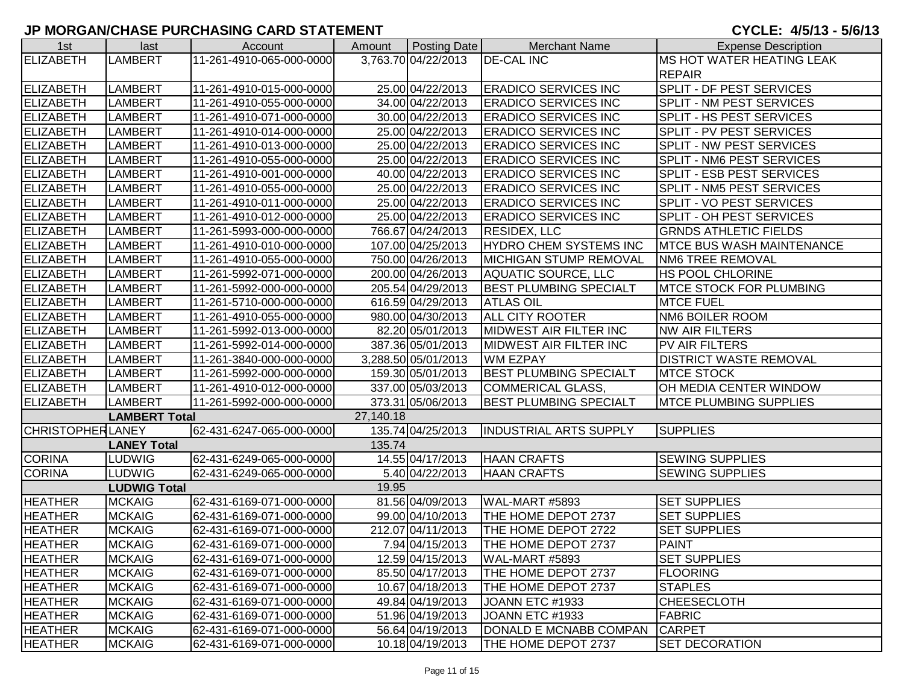## JP MORGAN/CHASE PURCHASING CARD STATEMENT

**CYCLE: 4/5/13 - 5/6/13**

| 1st | last | Account | Amount | Posting Date | Merchant Name | Expense Description |
|---|---|---|---|---|---|---|
| ELIZABETH | LAMBERT | 11-261-4910-065-000-0000 | 3,763.70 | 04/22/2013 | DE-CAL INC | MS HOT WATER HEATING LEAK REPAIR |
| ELIZABETH | LAMBERT | 11-261-4910-015-000-0000 | 25.00 | 04/22/2013 | ERADICO SERVICES INC | SPLIT - DF PEST SERVICES |
| ELIZABETH | LAMBERT | 11-261-4910-055-000-0000 | 34.00 | 04/22/2013 | ERADICO SERVICES INC | SPLIT - NM PEST SERVICES |
| ELIZABETH | LAMBERT | 11-261-4910-071-000-0000 | 30.00 | 04/22/2013 | ERADICO SERVICES INC | SPLIT - HS PEST SERVICES |
| ELIZABETH | LAMBERT | 11-261-4910-014-000-0000 | 25.00 | 04/22/2013 | ERADICO SERVICES INC | SPLIT - PV PEST SERVICES |
| ELIZABETH | LAMBERT | 11-261-4910-013-000-0000 | 25.00 | 04/22/2013 | ERADICO SERVICES INC | SPLIT - NW PEST SERVICES |
| ELIZABETH | LAMBERT | 11-261-4910-055-000-0000 | 25.00 | 04/22/2013 | ERADICO SERVICES INC | SPLIT - NM6 PEST SERVICES |
| ELIZABETH | LAMBERT | 11-261-4910-001-000-0000 | 40.00 | 04/22/2013 | ERADICO SERVICES INC | SPLIT - ESB PEST SERVICES |
| ELIZABETH | LAMBERT | 11-261-4910-055-000-0000 | 25.00 | 04/22/2013 | ERADICO SERVICES INC | SPLIT - NM5 PEST SERVICES |
| ELIZABETH | LAMBERT | 11-261-4910-011-000-0000 | 25.00 | 04/22/2013 | ERADICO SERVICES INC | SPLIT - VO PEST SERVICES |
| ELIZABETH | LAMBERT | 11-261-4910-012-000-0000 | 25.00 | 04/22/2013 | ERADICO SERVICES INC | SPLIT - OH PEST SERVICES |
| ELIZABETH | LAMBERT | 11-261-5993-000-000-0000 | 766.67 | 04/24/2013 | RESIDEX, LLC | GRNDS ATHLETIC FIELDS |
| ELIZABETH | LAMBERT | 11-261-4910-010-000-0000 | 107.00 | 04/25/2013 | HYDRO CHEM SYSTEMS INC | MTCE BUS WASH MAINTENANCE |
| ELIZABETH | LAMBERT | 11-261-4910-055-000-0000 | 750.00 | 04/26/2013 | MICHIGAN STUMP REMOVAL | NM6 TREE REMOVAL |
| ELIZABETH | LAMBERT | 11-261-5992-071-000-0000 | 200.00 | 04/26/2013 | AQUATIC SOURCE, LLC | HS POOL CHLORINE |
| ELIZABETH | LAMBERT | 11-261-5992-000-000-0000 | 205.54 | 04/29/2013 | BEST PLUMBING SPECIALT | MTCE STOCK FOR PLUMBING |
| ELIZABETH | LAMBERT | 11-261-5710-000-000-0000 | 616.59 | 04/29/2013 | ATLAS OIL | MTCE FUEL |
| ELIZABETH | LAMBERT | 11-261-4910-055-000-0000 | 980.00 | 04/30/2013 | ALL CITY ROOTER | NM6 BOILER ROOM |
| ELIZABETH | LAMBERT | 11-261-5992-013-000-0000 | 82.20 | 05/01/2013 | MIDWEST AIR FILTER INC | NW AIR FILTERS |
| ELIZABETH | LAMBERT | 11-261-5992-014-000-0000 | 387.36 | 05/01/2013 | MIDWEST AIR FILTER INC | PV AIR FILTERS |
| ELIZABETH | LAMBERT | 11-261-3840-000-000-0000 | 3,288.50 | 05/01/2013 | WM EZPAY | DISTRICT WASTE REMOVAL |
| ELIZABETH | LAMBERT | 11-261-5992-000-000-0000 | 159.30 | 05/01/2013 | BEST PLUMBING SPECIALT | MTCE STOCK |
| ELIZABETH | LAMBERT | 11-261-4910-012-000-0000 | 337.00 | 05/03/2013 | COMMERICAL GLASS, | OH MEDIA CENTER WINDOW |
| ELIZABETH | LAMBERT | 11-261-5992-000-000-0000 | 373.31 | 05/06/2013 | BEST PLUMBING SPECIALT | MTCE PLUMBING SUPPLIES |
| | **LAMBERT Total** | | 27,140.18 | | | |
| CHRISTOPHER | LANEY | 62-431-6247-065-000-0000 | 135.74 | 04/25/2013 | INDUSTRIAL ARTS SUPPLY | SUPPLIES |
| | **LANEY Total** | | 135.74 | | | |
| CORINA | LUDWIG | 62-431-6249-065-000-0000 | 14.55 | 04/17/2013 | HAAN CRAFTS | SEWING SUPPLIES |
| CORINA | LUDWIG | 62-431-6249-065-000-0000 | 5.40 | 04/22/2013 | HAAN CRAFTS | SEWING SUPPLIES |
| | **LUDWIG Total** | | 19.95 | | | |
| HEATHER | MCKAIG | 62-431-6169-071-000-0000 | 81.56 | 04/09/2013 | WAL-MART #5893 | SET SUPPLIES |
| HEATHER | MCKAIG | 62-431-6169-071-000-0000 | 99.00 | 04/10/2013 | THE HOME DEPOT 2737 | SET SUPPLIES |
| HEATHER | MCKAIG | 62-431-6169-071-000-0000 | 212.07 | 04/11/2013 | THE HOME DEPOT 2722 | SET SUPPLIES |
| HEATHER | MCKAIG | 62-431-6169-071-000-0000 | 7.94 | 04/15/2013 | THE HOME DEPOT 2737 | PAINT |
| HEATHER | MCKAIG | 62-431-6169-071-000-0000 | 12.59 | 04/15/2013 | WAL-MART #5893 | SET SUPPLIES |
| HEATHER | MCKAIG | 62-431-6169-071-000-0000 | 85.50 | 04/17/2013 | THE HOME DEPOT 2737 | FLOORING |
| HEATHER | MCKAIG | 62-431-6169-071-000-0000 | 10.67 | 04/18/2013 | THE HOME DEPOT 2737 | STAPLES |
| HEATHER | MCKAIG | 62-431-6169-071-000-0000 | 49.84 | 04/19/2013 | JOANN ETC #1933 | CHEESECLOTH |
| HEATHER | MCKAIG | 62-431-6169-071-000-0000 | 51.96 | 04/19/2013 | JOANN ETC #1933 | FABRIC |
| HEATHER | MCKAIG | 62-431-6169-071-000-0000 | 56.64 | 04/19/2013 | DONALD E MCNABB COMPAN | CARPET |
| HEATHER | MCKAIG | 62-431-6169-071-000-0000 | 10.18 | 04/19/2013 | THE HOME DEPOT 2737 | SET DECORATION |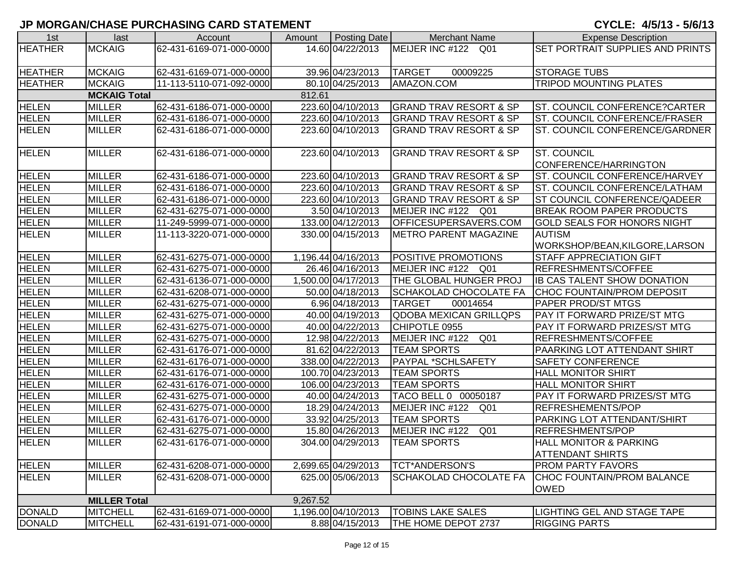## JP MORGAN/CHASE PURCHASING CARD STATEMENT

**CYCLE: 4/5/13 - 5/6/13**

| 1st | last | Account | Amount | Posting Date | Merchant Name | Expense Description |
|---|---|---|---|---|---|---|
| HEATHER | MCKAIG | 62-431-6169-071-000-0000 | 14.60 | 04/22/2013 | MEIJER INC #122 Q01 | SET PORTRAIT SUPPLIES AND PRINTS |
| HEATHER | MCKAIG | 62-431-6169-071-000-0000 | 39.96 | 04/23/2013 | TARGET 00009225 | STORAGE TUBS |
| HEATHER | MCKAIG | 11-113-5110-071-092-0000 | 80.10 | 04/25/2013 | AMAZON.COM | TRIPOD MOUNTING PLATES |
| | **MCKAIG Total** | | 812.61 | | | |
| HELEN | MILLER | 62-431-6186-071-000-0000 | 223.60 | 04/10/2013 | GRAND TRAV RESORT & SP | ST. COUNCIL CONFERENCE?CARTER |
| HELEN | MILLER | 62-431-6186-071-000-0000 | 223.60 | 04/10/2013 | GRAND TRAV RESORT & SP | ST. COUNCIL CONFERENCE/FRASER |
| HELEN | MILLER | 62-431-6186-071-000-0000 | 223.60 | 04/10/2013 | GRAND TRAV RESORT & SP | ST. COUNCIL CONFERENCE/GARDNER |
| HELEN | MILLER | 62-431-6186-071-000-0000 | 223.60 | 04/10/2013 | GRAND TRAV RESORT & SP | ST. COUNCIL CONFERENCE/HARRINGTON |
| HELEN | MILLER | 62-431-6186-071-000-0000 | 223.60 | 04/10/2013 | GRAND TRAV RESORT & SP | ST. COUNCIL CONFERENCE/HARVEY |
| HELEN | MILLER | 62-431-6186-071-000-0000 | 223.60 | 04/10/2013 | GRAND TRAV RESORT & SP | ST. COUNCIL CONFERENCE/LATHAM |
| HELEN | MILLER | 62-431-6186-071-000-0000 | 223.60 | 04/10/2013 | GRAND TRAV RESORT & SP | ST COUNCIL CONFERENCE/QADEER |
| HELEN | MILLER | 62-431-6275-071-000-0000 | 3.50 | 04/10/2013 | MEIJER INC #122 Q01 | BREAK ROOM PAPER PRODUCTS |
| HELEN | MILLER | 11-249-5999-071-000-0000 | 133.00 | 04/12/2013 | OFFICESUPERSAVERS.COM | GOLD SEALS FOR HONORS NIGHT |
| HELEN | MILLER | 11-113-3220-071-000-0000 | 330.00 | 04/15/2013 | METRO PARENT MAGAZINE | AUTISM WORKSHOP/BEAN,KILGORE,LARSON |
| HELEN | MILLER | 62-431-6275-071-000-0000 | 1,196.44 | 04/16/2013 | POSITIVE PROMOTIONS | STAFF APPRECIATION GIFT |
| HELEN | MILLER | 62-431-6275-071-000-0000 | 26.46 | 04/16/2013 | MEIJER INC #122 Q01 | REFRESHMENTS/COFFEE |
| HELEN | MILLER | 62-431-6136-071-000-0000 | 1,500.00 | 04/17/2013 | THE GLOBAL HUNGER PROJ | IB CAS TALENT SHOW DONATION |
| HELEN | MILLER | 62-431-6208-071-000-0000 | 50.00 | 04/18/2013 | SCHAKOLAD CHOCOLATE FA | CHOC FOUNTAIN/PROM DEPOSIT |
| HELEN | MILLER | 62-431-6275-071-000-0000 | 6.96 | 04/18/2013 | TARGET 00014654 | PAPER PROD/ST MTGS |
| HELEN | MILLER | 62-431-6275-071-000-0000 | 40.00 | 04/19/2013 | QDOBA MEXICAN GRILLQPS | PAY IT FORWARD PRIZE/ST MTG |
| HELEN | MILLER | 62-431-6275-071-000-0000 | 40.00 | 04/22/2013 | CHIPOTLE 0955 | PAY IT FORWARD PRIZES/ST MTG |
| HELEN | MILLER | 62-431-6275-071-000-0000 | 12.98 | 04/22/2013 | MEIJER INC #122 Q01 | REFRESHMENTS/COFFEE |
| HELEN | MILLER | 62-431-6176-071-000-0000 | 81.62 | 04/22/2013 | TEAM SPORTS | PAARKING LOT ATTENDANT SHIRT |
| HELEN | MILLER | 62-431-6176-071-000-0000 | 338.00 | 04/22/2013 | PAYPAL *SCHLSAFETY | SAFETY CONFERENCE |
| HELEN | MILLER | 62-431-6176-071-000-0000 | 100.70 | 04/23/2013 | TEAM SPORTS | HALL MONITOR SHIRT |
| HELEN | MILLER | 62-431-6176-071-000-0000 | 106.00 | 04/23/2013 | TEAM SPORTS | HALL MONITOR SHIRT |
| HELEN | MILLER | 62-431-6275-071-000-0000 | 40.00 | 04/24/2013 | TACO BELL 0 00050187 | PAY IT FORWARD PRIZES/ST MTG |
| HELEN | MILLER | 62-431-6275-071-000-0000 | 18.29 | 04/24/2013 | MEIJER INC #122 Q01 | REFRESHEMENTS/POP |
| HELEN | MILLER | 62-431-6176-071-000-0000 | 33.92 | 04/25/2013 | TEAM SPORTS | PARKING LOT ATTENDANT/SHIRT |
| HELEN | MILLER | 62-431-6275-071-000-0000 | 15.80 | 04/26/2013 | MEIJER INC #122 Q01 | REFRESHMENTS/POP |
| HELEN | MILLER | 62-431-6176-071-000-0000 | 304.00 | 04/29/2013 | TEAM SPORTS | HALL MONITOR & PARKING ATTENDANT SHIRTS |
| HELEN | MILLER | 62-431-6208-071-000-0000 | 2,699.65 | 04/29/2013 | TCT*ANDERSON'S | PROM PARTY FAVORS |
| HELEN | MILLER | 62-431-6208-071-000-0000 | 625.00 | 05/06/2013 | SCHAKOLAD CHOCOLATE FA | CHOC FOUNTAIN/PROM BALANCE OWED |
| | **MILLER Total** | | 9,267.52 | | | |
| DONALD | MITCHELL | 62-431-6169-071-000-0000 | 1,196.00 | 04/10/2013 | TOBINS LAKE SALES | LIGHTING GEL AND STAGE TAPE |
| DONALD | MITCHELL | 62-431-6191-071-000-0000 | 8.88 | 04/15/2013 | THE HOME DEPOT 2737 | RIGGING PARTS |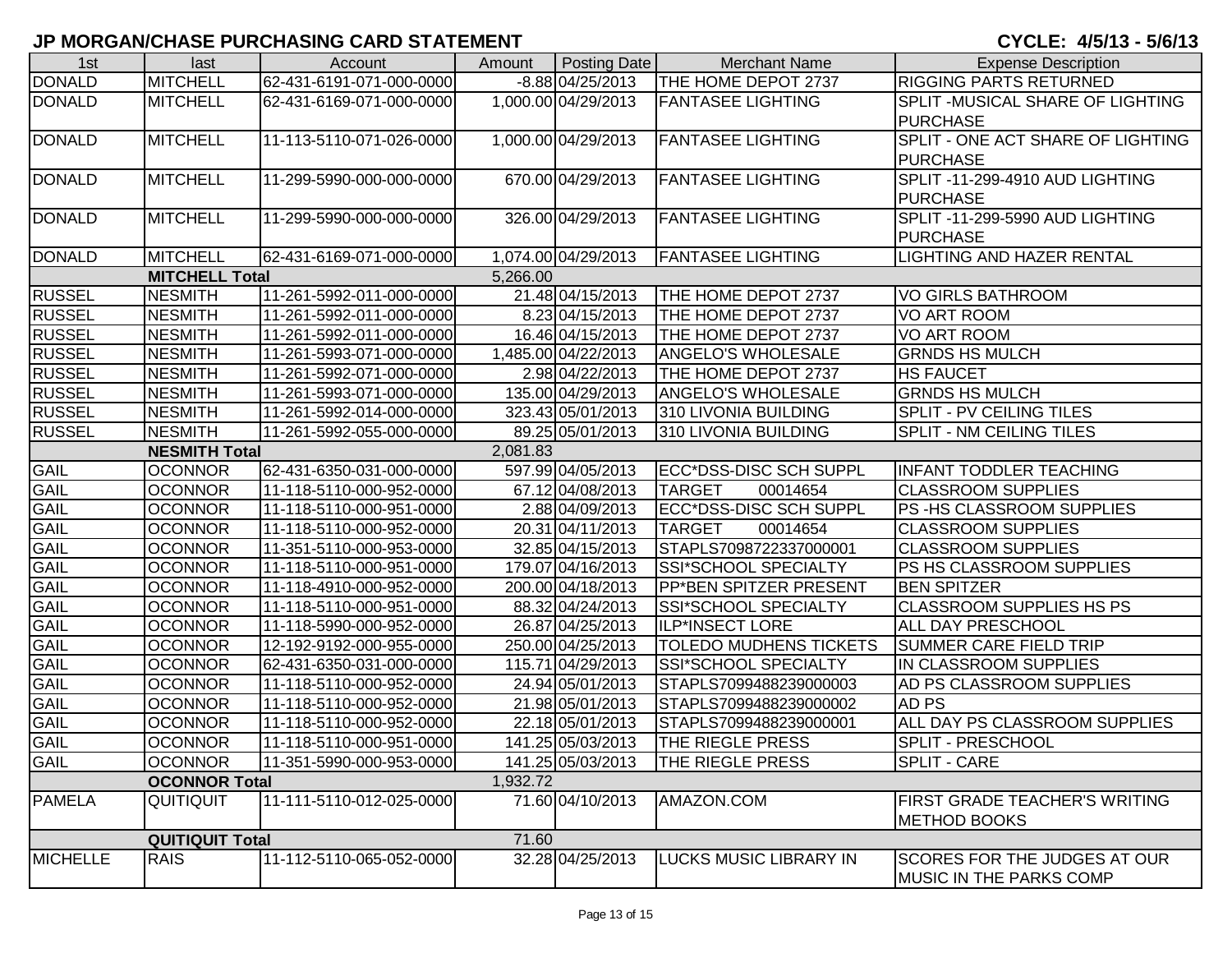## JP MORGAN/CHASE PURCHASING CARD STATEMENT

**CYCLE: 4/5/13 - 5/6/13**

| 1st | last | Account | Amount | Posting Date | Merchant Name | Expense Description |
|---|---|---|---|---|---|---|
| DONALD | MITCHELL | 62-431-6191-071-000-0000 | -8.88 | 04/25/2013 | THE HOME DEPOT 2737 | RIGGING PARTS RETURNED |
| DONALD | MITCHELL | 62-431-6169-071-000-0000 | 1,000.00 | 04/29/2013 | FANTASEE LIGHTING | SPLIT -MUSICAL SHARE OF LIGHTING PURCHASE |
| DONALD | MITCHELL | 11-113-5110-071-026-0000 | 1,000.00 | 04/29/2013 | FANTASEE LIGHTING | SPLIT - ONE ACT SHARE OF LIGHTING PURCHASE |
| DONALD | MITCHELL | 11-299-5990-000-000-0000 | 670.00 | 04/29/2013 | FANTASEE LIGHTING | SPLIT -11-299-4910 AUD LIGHTING PURCHASE |
| DONALD | MITCHELL | 11-299-5990-000-000-0000 | 326.00 | 04/29/2013 | FANTASEE LIGHTING | SPLIT -11-299-5990 AUD LIGHTING PURCHASE |
| DONALD | MITCHELL | 62-431-6169-071-000-0000 | 1,074.00 | 04/29/2013 | FANTASEE LIGHTING | LIGHTING AND HAZER RENTAL |
| | **MITCHELL Total** | | 5,266.00 | | | |
| RUSSEL | NESMITH | 11-261-5992-011-000-0000 | 21.48 | 04/15/2013 | THE HOME DEPOT 2737 | VO GIRLS BATHROOM |
| RUSSEL | NESMITH | 11-261-5992-011-000-0000 | 8.23 | 04/15/2013 | THE HOME DEPOT 2737 | VO ART ROOM |
| RUSSEL | NESMITH | 11-261-5992-011-000-0000 | 16.46 | 04/15/2013 | THE HOME DEPOT 2737 | VO ART ROOM |
| RUSSEL | NESMITH | 11-261-5993-071-000-0000 | 1,485.00 | 04/22/2013 | ANGELO'S WHOLESALE | GRNDS HS MULCH |
| RUSSEL | NESMITH | 11-261-5992-071-000-0000 | 2.98 | 04/22/2013 | THE HOME DEPOT 2737 | HS FAUCET |
| RUSSEL | NESMITH | 11-261-5993-071-000-0000 | 135.00 | 04/29/2013 | ANGELO'S WHOLESALE | GRNDS HS MULCH |
| RUSSEL | NESMITH | 11-261-5992-014-000-0000 | 323.43 | 05/01/2013 | 310 LIVONIA BUILDING | SPLIT - PV CEILING TILES |
| RUSSEL | NESMITH | 11-261-5992-055-000-0000 | 89.25 | 05/01/2013 | 310 LIVONIA BUILDING | SPLIT - NM CEILING TILES |
| | **NESMITH Total** | | 2,081.83 | | | |
| GAIL | OCONNOR | 62-431-6350-031-000-0000 | 597.99 | 04/05/2013 | ECC*DSS-DISC SCH SUPPL | INFANT TODDLER TEACHING |
| GAIL | OCONNOR | 11-118-5110-000-952-0000 | 67.12 | 04/08/2013 | TARGET 00014654 | CLASSROOM SUPPLIES |
| GAIL | OCONNOR | 11-118-5110-000-951-0000 | 2.88 | 04/09/2013 | ECC*DSS-DISC SCH SUPPL | PS -HS CLASSROOM SUPPLIES |
| GAIL | OCONNOR | 11-118-5110-000-952-0000 | 20.31 | 04/11/2013 | TARGET 00014654 | CLASSROOM SUPPLIES |
| GAIL | OCONNOR | 11-351-5110-000-953-0000 | 32.85 | 04/15/2013 | STAPLS7098722337000001 | CLASSROOM SUPPLIES |
| GAIL | OCONNOR | 11-118-5110-000-951-0000 | 179.07 | 04/16/2013 | SSI*SCHOOL SPECIALTY | PS HS CLASSROOM SUPPLIES |
| GAIL | OCONNOR | 11-118-4910-000-952-0000 | 200.00 | 04/18/2013 | PP*BEN SPITZER PRESENT | BEN SPITZER |
| GAIL | OCONNOR | 11-118-5110-000-951-0000 | 88.32 | 04/24/2013 | SSI*SCHOOL SPECIALTY | CLASSROOM SUPPLIES HS PS |
| GAIL | OCONNOR | 11-118-5990-000-952-0000 | 26.87 | 04/25/2013 | ILP*INSECT LORE | ALL DAY PRESCHOOL |
| GAIL | OCONNOR | 12-192-9192-000-955-0000 | 250.00 | 04/25/2013 | TOLEDO MUDHENS TICKETS | SUMMER CARE FIELD TRIP |
| GAIL | OCONNOR | 62-431-6350-031-000-0000 | 115.71 | 04/29/2013 | SSI*SCHOOL SPECIALTY | IN CLASSROOM SUPPLIES |
| GAIL | OCONNOR | 11-118-5110-000-952-0000 | 24.94 | 05/01/2013 | STAPLS7099488239000003 | AD PS CLASSROOM SUPPLIES |
| GAIL | OCONNOR | 11-118-5110-000-952-0000 | 21.98 | 05/01/2013 | STAPLS7099488239000002 | AD PS |
| GAIL | OCONNOR | 11-118-5110-000-952-0000 | 22.18 | 05/01/2013 | STAPLS7099488239000001 | ALL DAY PS CLASSROOM SUPPLIES |
| GAIL | OCONNOR | 11-118-5110-000-951-0000 | 141.25 | 05/03/2013 | THE RIEGLE PRESS | SPLIT - PRESCHOOL |
| GAIL | OCONNOR | 11-351-5990-000-953-0000 | 141.25 | 05/03/2013 | THE RIEGLE PRESS | SPLIT - CARE |
| | **OCONNOR Total** | | 1,932.72 | | | |
| PAMELA | QUITIQUIT | 11-111-5110-012-025-0000 | 71.60 | 04/10/2013 | AMAZON.COM | FIRST GRADE TEACHER'S WRITING METHOD BOOKS |
| | **QUITIQUIT Total** | | 71.60 | | | |
| MICHELLE | RAIS | 11-112-5110-065-052-0000 | 32.28 | 04/25/2013 | LUCKS MUSIC LIBRARY IN | SCORES FOR THE JUDGES AT OUR MUSIC IN THE PARKS COMP |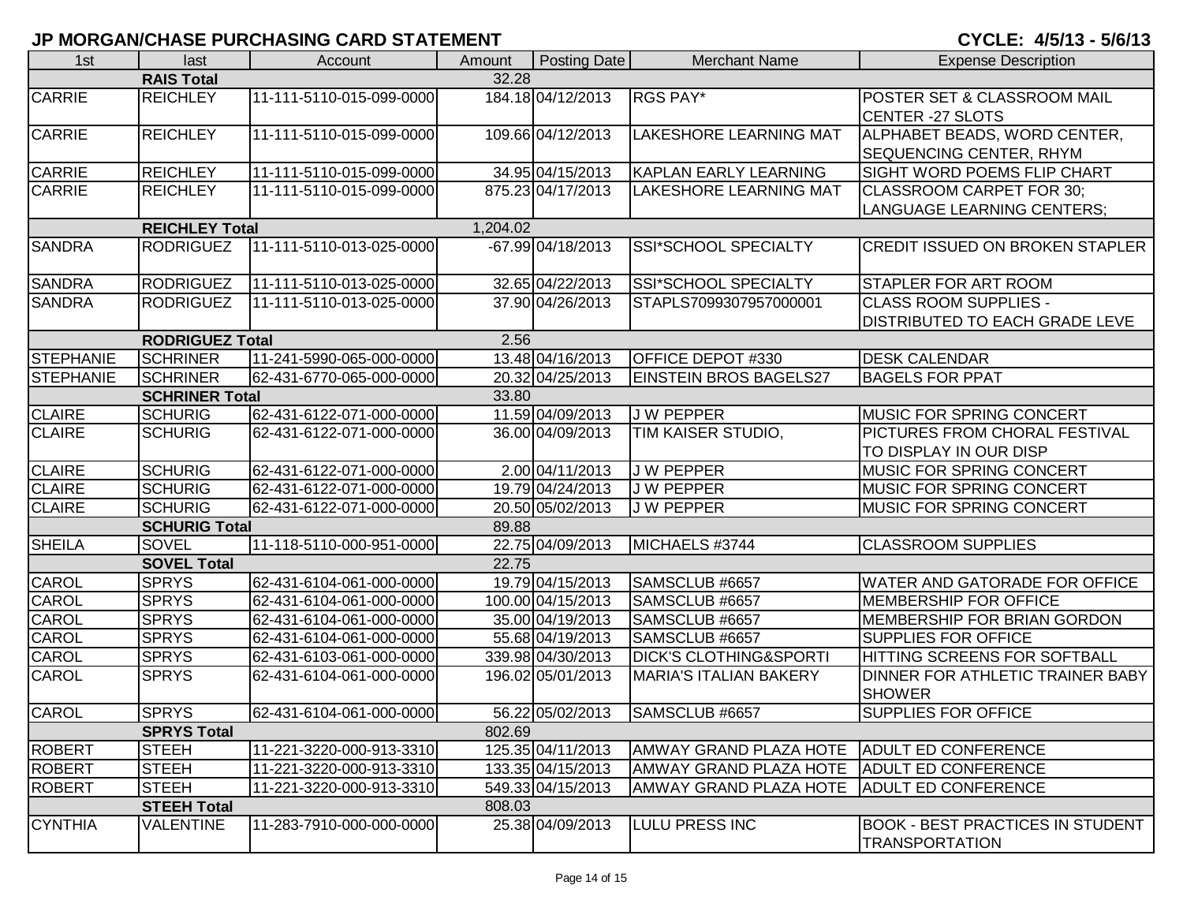## JP MORGAN/CHASE PURCHASING CARD STATEMENT

**CYCLE: 4/5/13 - 5/6/13**

| 1st | last | Account | Amount | Posting Date | Merchant Name | Expense Description |
|---|---|---|---|---|---|---|
| | **RAIS Total** | | 32.28 | | | |
| CARRIE | REICHLEY | 11-111-5110-015-099-0000 | 184.18 | 04/12/2013 | RGS PAY* | POSTER SET & CLASSROOM MAIL CENTER -27 SLOTS |
| CARRIE | REICHLEY | 11-111-5110-015-099-0000 | 109.66 | 04/12/2013 | LAKESHORE LEARNING MAT | ALPHABET BEADS, WORD CENTER, SEQUENCING CENTER, RHYM |
| CARRIE | REICHLEY | 11-111-5110-015-099-0000 | 34.95 | 04/15/2013 | KAPLAN EARLY LEARNING | SIGHT WORD POEMS FLIP CHART |
| CARRIE | REICHLEY | 11-111-5110-015-099-0000 | 875.23 | 04/17/2013 | LAKESHORE LEARNING MAT | CLASSROOM CARPET FOR 30; LANGUAGE LEARNING CENTERS; |
| | **REICHLEY Total** | | 1,204.02 | | | |
| SANDRA | RODRIGUEZ | 11-111-5110-013-025-0000 | -67.99 | 04/18/2013 | SSI*SCHOOL SPECIALTY | CREDIT ISSUED ON BROKEN STAPLER |
| SANDRA | RODRIGUEZ | 11-111-5110-013-025-0000 | 32.65 | 04/22/2013 | SSI*SCHOOL SPECIALTY | STAPLER FOR ART ROOM |
| SANDRA | RODRIGUEZ | 11-111-5110-013-025-0000 | 37.90 | 04/26/2013 | STAPLS7099307957000001 | CLASS ROOM SUPPLIES - DISTRIBUTED TO EACH GRADE LEVE |
| | **RODRIGUEZ Total** | | 2.56 | | | |
| STEPHANIE | SCHRINER | 11-241-5990-065-000-0000 | 13.48 | 04/16/2013 | OFFICE DEPOT #330 | DESK CALENDAR |
| STEPHANIE | SCHRINER | 62-431-6770-065-000-0000 | 20.32 | 04/25/2013 | EINSTEIN BROS BAGELS27 | BAGELS FOR PPAT |
| | **SCHRINER Total** | | 33.80 | | | |
| CLAIRE | SCHURIG | 62-431-6122-071-000-0000 | 11.59 | 04/09/2013 | J W PEPPER | MUSIC FOR SPRING CONCERT |
| CLAIRE | SCHURIG | 62-431-6122-071-000-0000 | 36.00 | 04/09/2013 | TIM KAISER STUDIO, | PICTURES FROM CHORAL FESTIVAL TO DISPLAY IN OUR DISP |
| CLAIRE | SCHURIG | 62-431-6122-071-000-0000 | 2.00 | 04/11/2013 | J W PEPPER | MUSIC FOR SPRING CONCERT |
| CLAIRE | SCHURIG | 62-431-6122-071-000-0000 | 19.79 | 04/24/2013 | J W PEPPER | MUSIC FOR SPRING CONCERT |
| CLAIRE | SCHURIG | 62-431-6122-071-000-0000 | 20.50 | 05/02/2013 | J W PEPPER | MUSIC FOR SPRING CONCERT |
| | **SCHURIG Total** | | 89.88 | | | |
| SHEILA | SOVEL | 11-118-5110-000-951-0000 | 22.75 | 04/09/2013 | MICHAELS #3744 | CLASSROOM SUPPLIES |
| | **SOVEL Total** | | 22.75 | | | |
| CAROL | SPRYS | 62-431-6104-061-000-0000 | 19.79 | 04/15/2013 | SAMSCLUB #6657 | WATER AND GATORADE FOR OFFICE |
| CAROL | SPRYS | 62-431-6104-061-000-0000 | 100.00 | 04/15/2013 | SAMSCLUB #6657 | MEMBERSHIP FOR OFFICE |
| CAROL | SPRYS | 62-431-6104-061-000-0000 | 35.00 | 04/19/2013 | SAMSCLUB #6657 | MEMBERSHIP FOR BRIAN GORDON |
| CAROL | SPRYS | 62-431-6104-061-000-0000 | 55.68 | 04/19/2013 | SAMSCLUB #6657 | SUPPLIES FOR OFFICE |
| CAROL | SPRYS | 62-431-6103-061-000-0000 | 339.98 | 04/30/2013 | DICK'S CLOTHING&SPORTI | HITTING SCREENS FOR SOFTBALL |
| CAROL | SPRYS | 62-431-6104-061-000-0000 | 196.02 | 05/01/2013 | MARIA'S ITALIAN BAKERY | DINNER FOR ATHLETIC TRAINER BABY SHOWER |
| CAROL | SPRYS | 62-431-6104-061-000-0000 | 56.22 | 05/02/2013 | SAMSCLUB #6657 | SUPPLIES FOR OFFICE |
| | **SPRYS Total** | | 802.69 | | | |
| ROBERT | STEEH | 11-221-3220-000-913-3310 | 125.35 | 04/11/2013 | AMWAY GRAND PLAZA HOTE | ADULT ED CONFERENCE |
| ROBERT | STEEH | 11-221-3220-000-913-3310 | 133.35 | 04/15/2013 | AMWAY GRAND PLAZA HOTE | ADULT ED CONFERENCE |
| ROBERT | STEEH | 11-221-3220-000-913-3310 | 549.33 | 04/15/2013 | AMWAY GRAND PLAZA HOTE | ADULT ED CONFERENCE |
| | **STEEH Total** | | 808.03 | | | |
| CYNTHIA | VALENTINE | 11-283-7910-000-000-0000 | 25.38 | 04/09/2013 | LULU PRESS INC | BOOK - BEST PRACTICES IN STUDENT TRANSPORTATION |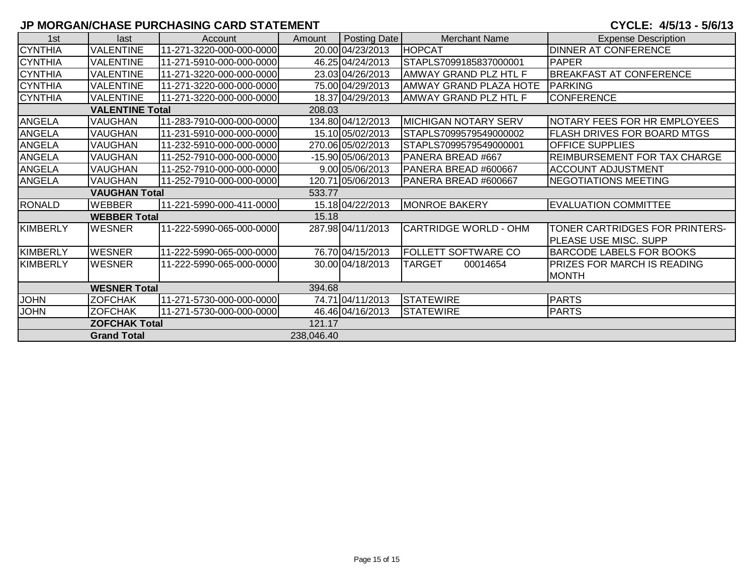## JP MORGAN/CHASE PURCHASING CARD STATEMENT

**CYCLE: 4/5/13 - 5/6/13**

| 1st | last | Account | Amount | Posting Date | Merchant Name | Expense Description |
|---|---|---|---|---|---|---|
| CYNTHIA | VALENTINE | 11-271-3220-000-000-0000 | 20.00 | 04/23/2013 | HOPCAT | DINNER AT CONFERENCE |
| CYNTHIA | VALENTINE | 11-271-5910-000-000-0000 | 46.25 | 04/24/2013 | STAPLS7099185837000001 | PAPER |
| CYNTHIA | VALENTINE | 11-271-3220-000-000-0000 | 23.03 | 04/26/2013 | AMWAY GRAND PLZ HTL F | BREAKFAST AT CONFERENCE |
| CYNTHIA | VALENTINE | 11-271-3220-000-000-0000 | 75.00 | 04/29/2013 | AMWAY GRAND PLAZA HOTE | PARKING |
| CYNTHIA | VALENTINE | 11-271-3220-000-000-0000 | 18.37 | 04/29/2013 | AMWAY GRAND PLZ HTL F | CONFERENCE |
| | **VALENTINE Total** | | 208.03 | | | |
| ANGELA | VAUGHAN | 11-283-7910-000-000-0000 | 134.80 | 04/12/2013 | MICHIGAN NOTARY SERV | NOTARY FEES FOR HR EMPLOYEES |
| ANGELA | VAUGHAN | 11-231-5910-000-000-0000 | 15.10 | 05/02/2013 | STAPLS7099579549000002 | FLASH DRIVES FOR BOARD MTGS |
| ANGELA | VAUGHAN | 11-232-5910-000-000-0000 | 270.06 | 05/02/2013 | STAPLS7099579549000001 | OFFICE SUPPLIES |
| ANGELA | VAUGHAN | 11-252-7910-000-000-0000 | -15.90 | 05/06/2013 | PANERA BREAD #667 | REIMBURSEMENT FOR TAX CHARGE |
| ANGELA | VAUGHAN | 11-252-7910-000-000-0000 | 9.00 | 05/06/2013 | PANERA BREAD #600667 | ACCOUNT ADJUSTMENT |
| ANGELA | VAUGHAN | 11-252-7910-000-000-0000 | 120.71 | 05/06/2013 | PANERA BREAD #600667 | NEGOTIATIONS MEETING |
| | **VAUGHAN Total** | | 533.77 | | | |
| RONALD | WEBBER | 11-221-5990-000-411-0000 | 15.18 | 04/22/2013 | MONROE BAKERY | EVALUATION COMMITTEE |
| | **WEBBER Total** | | 15.18 | | | |
| KIMBERLY | WESNER | 11-222-5990-065-000-0000 | 287.98 | 04/11/2013 | CARTRIDGE WORLD - OHM | TONER CARTRIDGES FOR PRINTERS-PLEASE USE MISC. SUPP |
| KIMBERLY | WESNER | 11-222-5990-065-000-0000 | 76.70 | 04/15/2013 | FOLLETT SOFTWARE CO | BARCODE LABELS FOR BOOKS |
| KIMBERLY | WESNER | 11-222-5990-065-000-0000 | 30.00 | 04/18/2013 | TARGET 00014654 | PRIZES FOR MARCH IS READING MONTH |
| | **WESNER Total** | | 394.68 | | | |
| JOHN | ZOFCHAK | 11-271-5730-000-000-0000 | 74.71 | 04/11/2013 | STATEWIRE | PARTS |
| JOHN | ZOFCHAK | 11-271-5730-000-000-0000 | 46.46 | 04/16/2013 | STATEWIRE | PARTS |
| | **ZOFCHAK Total** | | 121.17 | | | |
| | **Grand Total** | | 238,046.40 | | | |